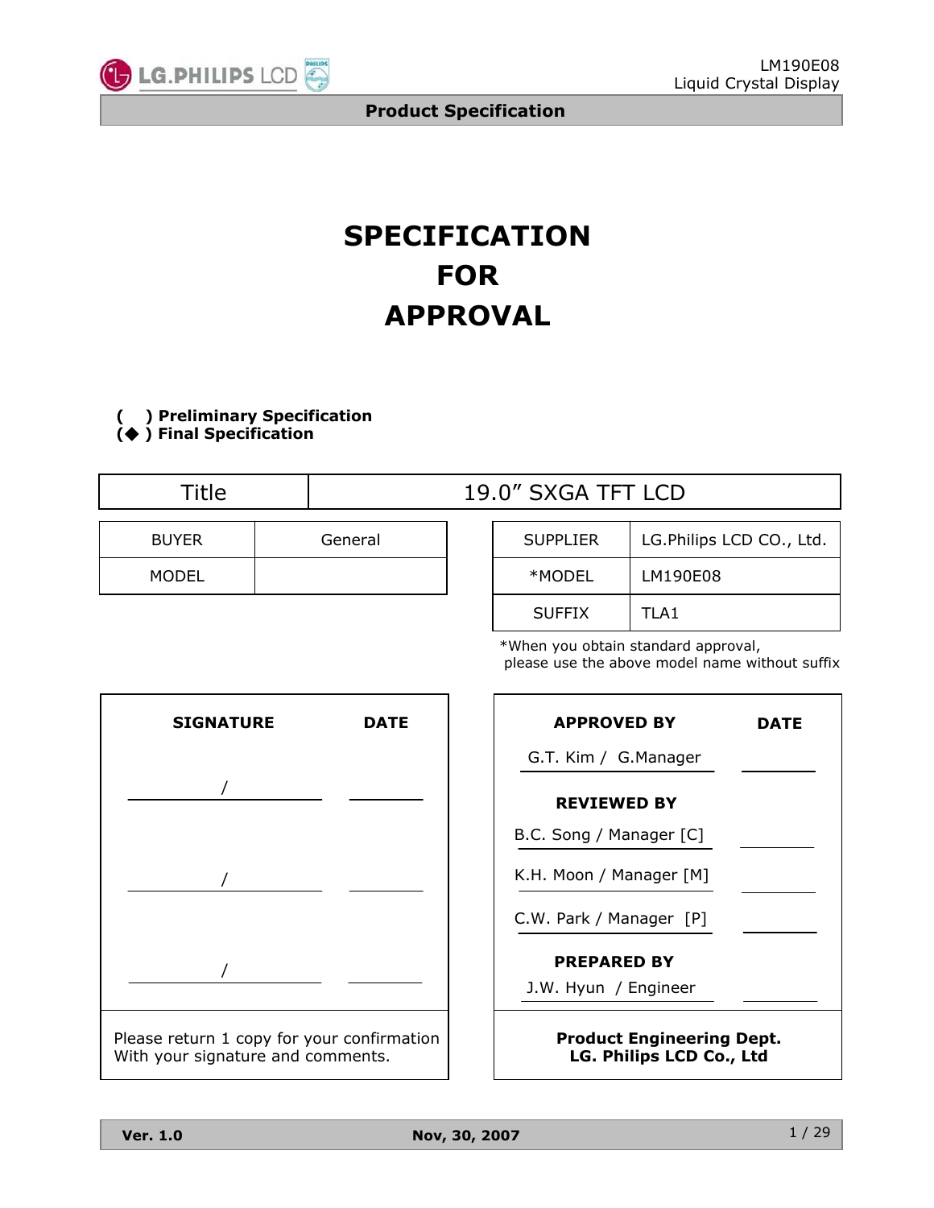# SPECIFICATION FOR APPROVAL

**(   ) Preliminary Specification**
**(◆ ) Final Specification**

| Title | 19.0" SXGA TFT LCD |
|---|---|

| BUYER | General |
|---|---|
| MODEL | |

| SUPPLIER | LG.Philips LCD CO., Ltd. |
|---|---|
| *MODEL | LM190E08 |
| SUFFIX | TLA1 |

*When you obtain standard approval, please use the above model name without suffix

| SIGNATURE | DATE |
|---|---|
| / | |
| / | |
| / | |

Please return 1 copy for your confirmation With your signature and comments.

| APPROVED BY | DATE |
|---|---|
| G.T. Kim / G.Manager | |
| **REVIEWED BY** | |
| B.C. Song / Manager [C] | |
| K.H. Moon / Manager [M] | |
| C.W. Park / Manager [P] | |
| **PREPARED BY** | |
| J.W. Hyun / Engineer | |

**Product Engineering Dept.**
**LG. Philips LCD Co., Ltd**

**Ver. 1.0** **Nov, 30, 2007**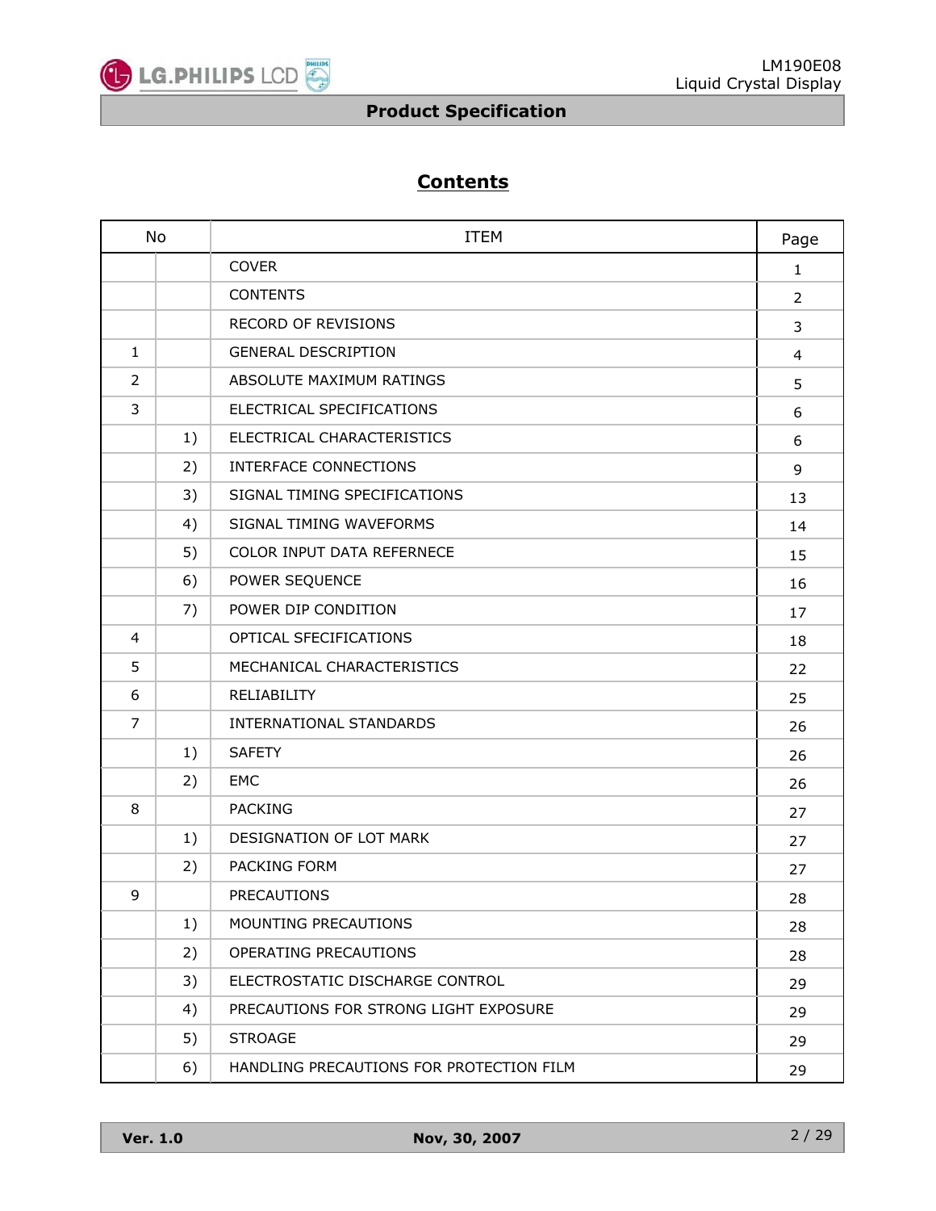## Contents

| No | | ITEM | Page |
|---|---|---|---|
| | | COVER | 1 |
| | | CONTENTS | 2 |
| | | RECORD OF REVISIONS | 3 |
| 1 | | GENERAL DESCRIPTION | 4 |
| 2 | | ABSOLUTE MAXIMUM RATINGS | 5 |
| 3 | | ELECTRICAL SPECIFICATIONS | 6 |
| | 1) | ELECTRICAL CHARACTERISTICS | 6 |
| | 2) | INTERFACE CONNECTIONS | 9 |
| | 3) | SIGNAL TIMING SPECIFICATIONS | 13 |
| | 4) | SIGNAL TIMING WAVEFORMS | 14 |
| | 5) | COLOR INPUT DATA REFERNECE | 15 |
| | 6) | POWER SEQUENCE | 16 |
| | 7) | POWER DIP CONDITION | 17 |
| 4 | | OPTICAL SFECIFICATIONS | 18 |
| 5 | | MECHANICAL CHARACTERISTICS | 22 |
| 6 | | RELIABILITY | 25 |
| 7 | | INTERNATIONAL STANDARDS | 26 |
| | 1) | SAFETY | 26 |
| | 2) | EMC | 26 |
| 8 | | PACKING | 27 |
| | 1) | DESIGNATION OF LOT MARK | 27 |
| | 2) | PACKING FORM | 27 |
| 9 | | PRECAUTIONS | 28 |
| | 1) | MOUNTING PRECAUTIONS | 28 |
| | 2) | OPERATING PRECAUTIONS | 28 |
| | 3) | ELECTROSTATIC DISCHARGE CONTROL | 29 |
| | 4) | PRECAUTIONS FOR STRONG LIGHT EXPOSURE | 29 |
| | 5) | STROAGE | 29 |
| | 6) | HANDLING PRECAUTIONS FOR PROTECTION FILM | 29 |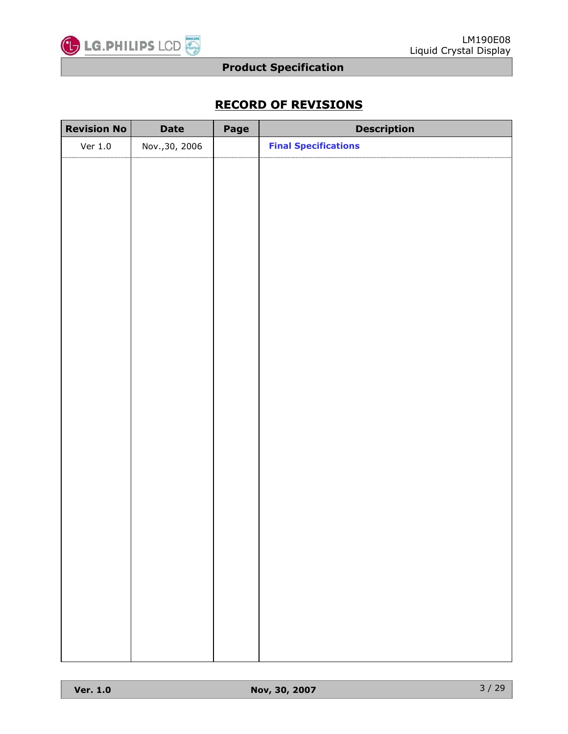## RECORD OF REVISIONS

| Revision No | Date | Page | Description |
| --- | --- | --- | --- |
| Ver 1.0 | Nov.,30, 2006 | | **Final Specifications** |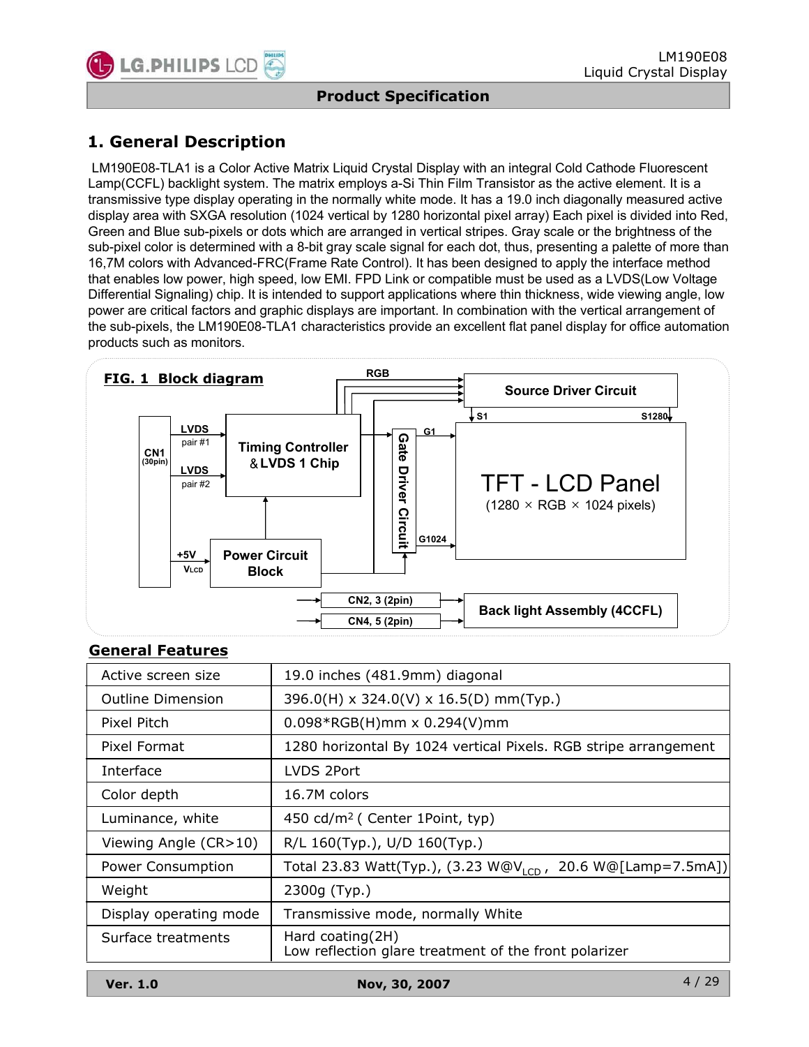# 1. General Description

LM190E08-TLA1 is a Color Active Matrix Liquid Crystal Display with an integral Cold Cathode Fluorescent Lamp(CCFL) backlight system. The matrix employs a-Si Thin Film Transistor as the active element. It is a transmissive type display operating in the normally white mode. It has a 19.0 inch diagonally measured active display area with SXGA resolution (1024 vertical by 1280 horizontal pixel array) Each pixel is divided into Red, Green and Blue sub-pixels or dots which are arranged in vertical stripes. Gray scale or the brightness of the sub-pixel color is determined with a 8-bit gray scale signal for each dot, thus, presenting a palette of more than 16,7M colors with Advanced-FRC(Frame Rate Control). It has been designed to apply the interface method that enables low power, high speed, low EMI. FPD Link or compatible must be used as a LVDS(Low Voltage Differential Signaling) chip. It is intended to support applications where thin thickness, wide viewing angle, low power are critical factors and graphic displays are important. In combination with the vertical arrangement of the sub-pixels, the LM190E08-TLA1 characteristics provide an excellent flat panel display for office automation products such as monitors.

**FIG. 1 Block diagram**

CN1 (30pin): LVDS pair #1, LVDS pair #2, +5V $V_{LCD}$

Timing Controller & LVDS 1 Chip

Power Circuit Block

RGB

Source Driver Circuit (S1 … S1280)

Gate Driver Circuit (G1 … G1024)

TFT - LCD Panel (1280 × RGB × 1024 pixels)

CN2, 3 (2pin)

CN4, 5 (2pin)

Back light Assembly (4CCFL)

## General Features

| | |
|---|---|
| Active screen size | 19.0 inches (481.9mm) diagonal |
| Outline Dimension | 396.0(H) x 324.0(V) x 16.5(D) mm(Typ.) |
| Pixel Pitch | 0.098*RGB(H)mm x 0.294(V)mm |
| Pixel Format | 1280 horizontal By 1024 vertical Pixels. RGB stripe arrangement |
| Interface | LVDS 2Port |
| Color depth | 16.7M colors |
| Luminance, white | 450 cd/m$^2$ ( Center 1Point, typ) |
| Viewing Angle (CR>10) | R/L 160(Typ.), U/D 160(Typ.) |
| Power Consumption | Total 23.83 Watt(Typ.), (3.23 W@$V_{LCD}$ , 20.6 W@[Lamp=7.5mA]) |
| Weight | 2300g (Typ.) |
| Display operating mode | Transmissive mode, normally White |
| Surface treatments | Hard coating(2H)<br>Low reflection glare treatment of the front polarizer |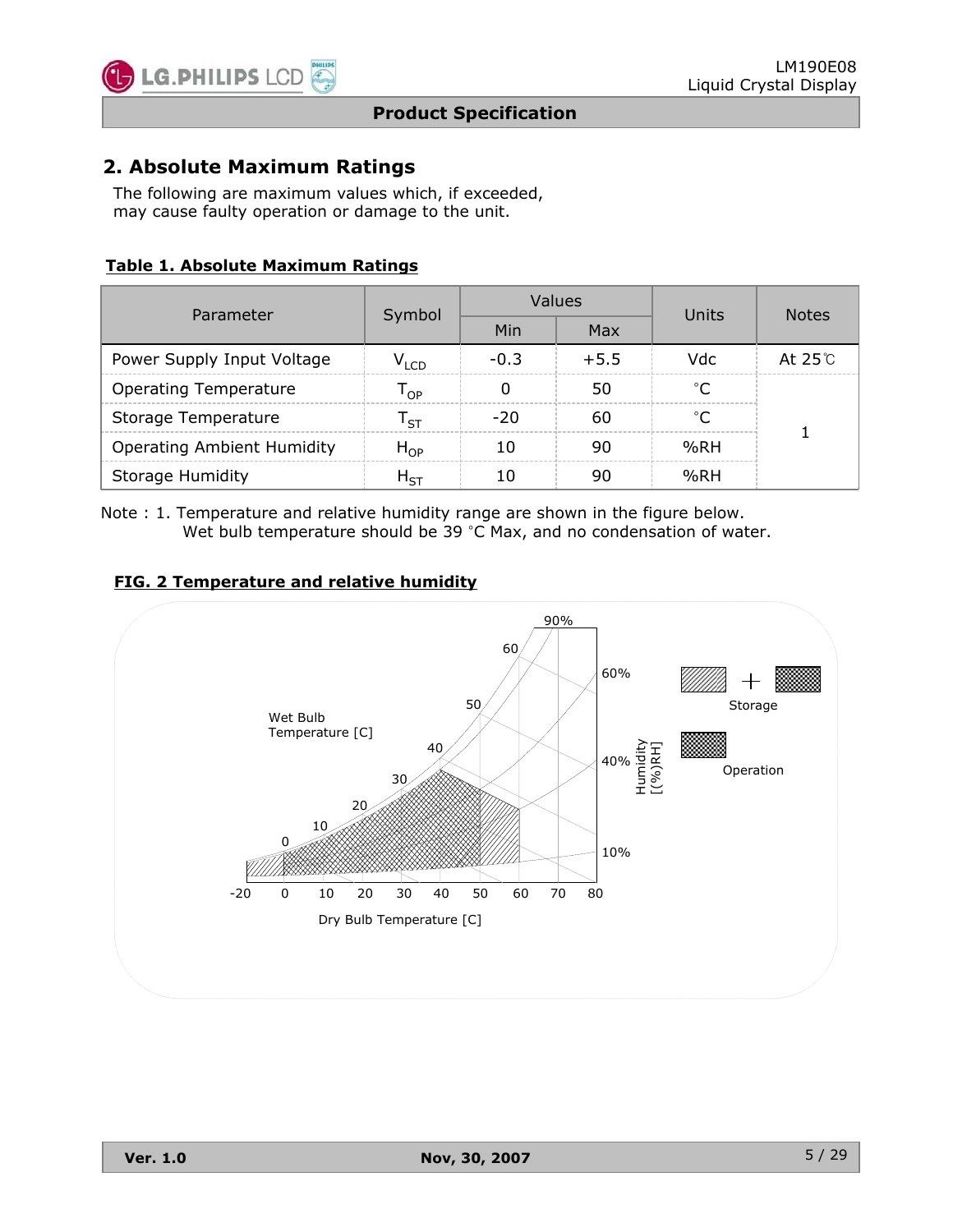## 2. Absolute Maximum Ratings

The following are maximum values which, if exceeded, may cause faulty operation or damage to the unit.

**Table 1. Absolute Maximum Ratings**

| Parameter | Symbol | Values | | Units | Notes |
|---|---|---|---|---|---|
| | | Min | Max | | |
| Power Supply Input Voltage | $V_{LCD}$ | -0.3 | +5.5 | Vdc | At 25℃ |
| Operating Temperature | $T_{OP}$ | 0 | 50 | ˚C | 1 |
| Storage Temperature | $T_{ST}$ | -20 | 60 | ˚C | 1 |
| Operating Ambient Humidity | $H_{OP}$ | 10 | 90 | %RH | 1 |
| Storage Humidity | $H_{ST}$ | 10 | 90 | %RH | 1 |

Note : 1. Temperature and relative humidity range are shown in the figure below.
Wet bulb temperature should be 39 ˚C Max, and no condensation of water.

**FIG. 2 Temperature and relative humidity**

Wet Bulb Temperature [C]

Dry Bulb Temperature [C]

Humidity [(%)RH]

Storage

Operation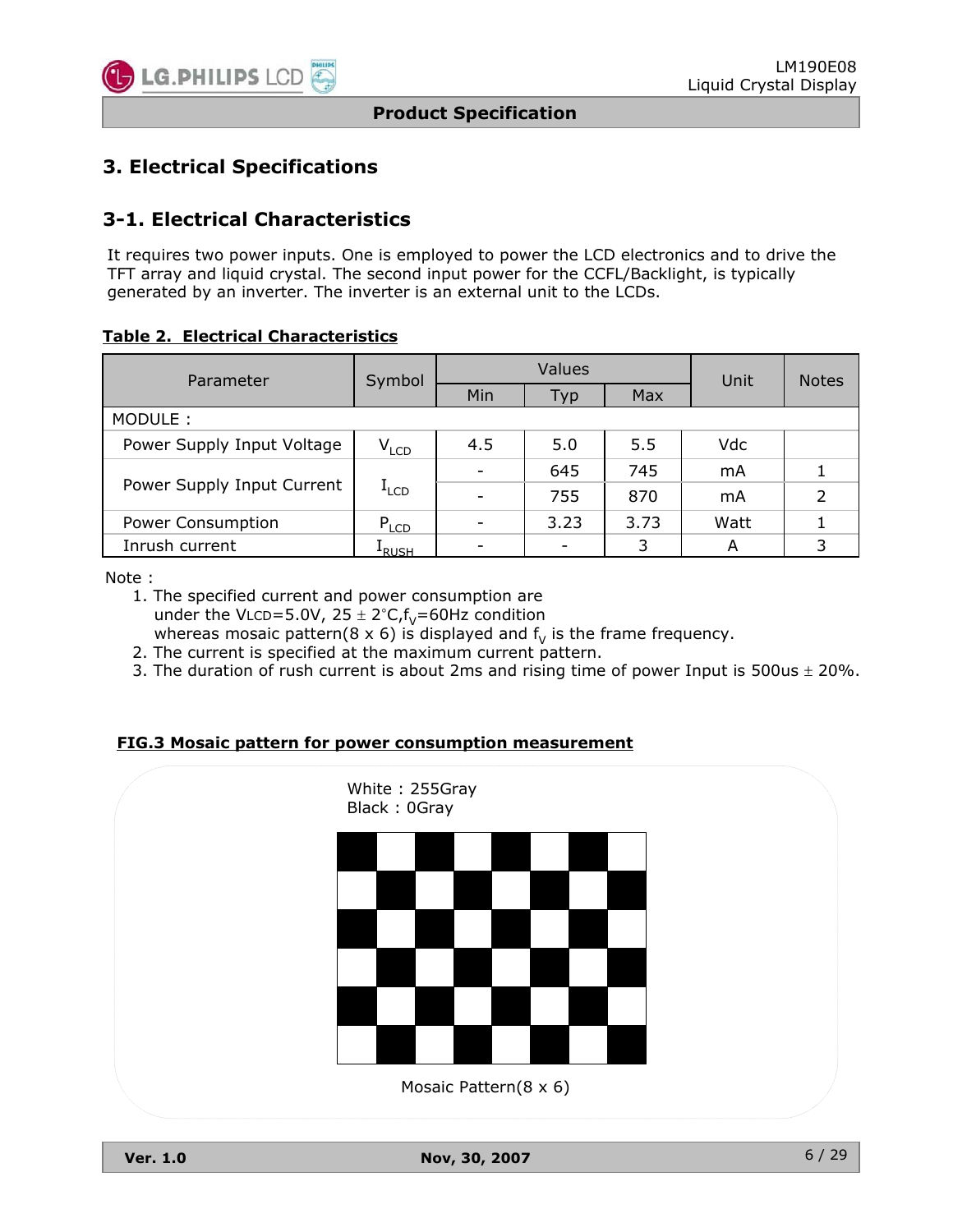# 3. Electrical Specifications

## 3-1. Electrical Characteristics

It requires two power inputs. One is employed to power the LCD electronics and to drive the TFT array and liquid crystal. The second input power for the CCFL/Backlight, is typically generated by an inverter. The inverter is an external unit to the LCDs.

**Table 2. Electrical Characteristics**

| Parameter | Symbol | Values | | | Unit | Notes |
|---|---|---|---|---|---|---|
| | | Min | Typ | Max | | |
| MODULE : | | | | | | |
| Power Supply Input Voltage | $V_{LCD}$ | 4.5 | 5.0 | 5.5 | Vdc | |
| Power Supply Input Current | $I_{LCD}$ | - | 645 | 745 | mA | 1 |
| | | - | 755 | 870 | mA | 2 |
| Power Consumption | $P_{LCD}$ | - | 3.23 | 3.73 | Watt | 1 |
| Inrush current | $I_{RUSH}$ | - | - | 3 | A | 3 |

Note :

1. The specified current and power consumption are under the $V_{LCD}$=5.0V, 25 ± 2°C, $f_V$=60Hz condition whereas mosaic pattern(8 x 6) is displayed and $f_V$ is the frame frequency.
2. The current is specified at the maximum current pattern.
3. The duration of rush current is about 2ms and rising time of power Input is 500us ± 20%.

**FIG.3 Mosaic pattern for power consumption measurement**

White : 255Gray
Black : 0Gray

Mosaic Pattern(8 x 6)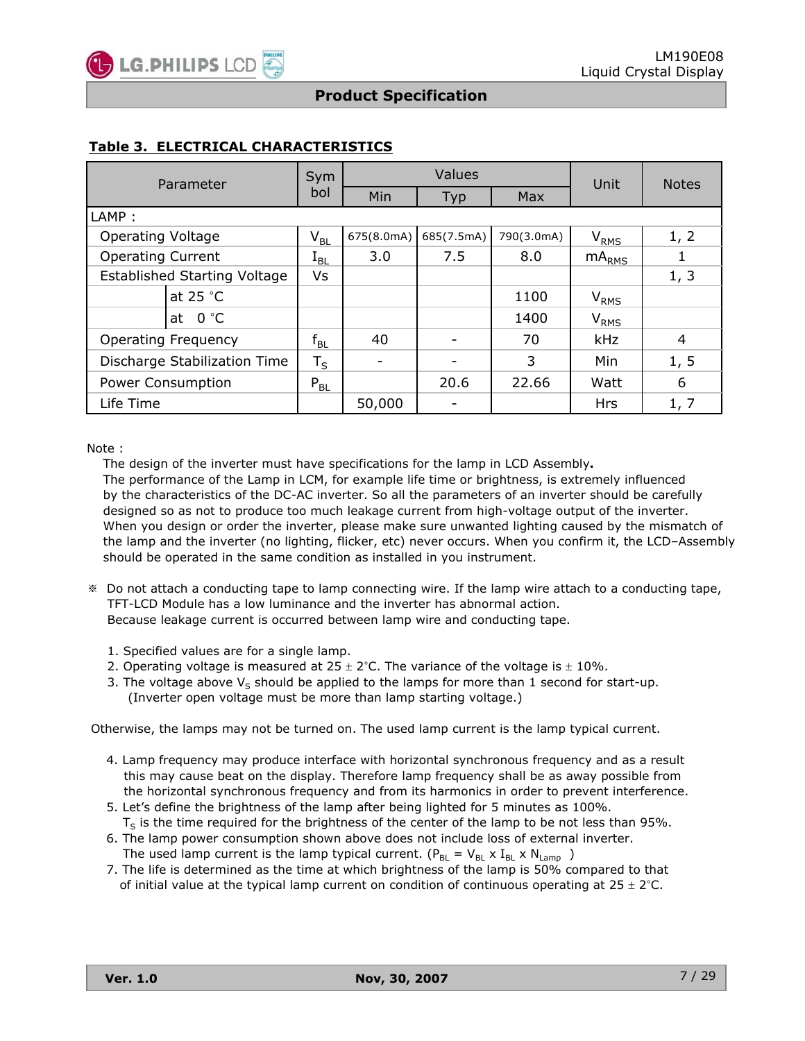### Table 3. ELECTRICAL CHARACTERISTICS

| Parameter | | Symbol | Values | | | Unit | Notes |
|---|---|---|---|---|---|---|---|
| | | | Min | Typ | Max | | |
| LAMP : | | | | | | | |
| Operating Voltage | | $V_{BL}$ | 675(8.0mA) | 685(7.5mA) | 790(3.0mA) | $V_{RMS}$ | 1, 2 |
| Operating Current | | $I_{BL}$ | 3.0 | 7.5 | 8.0 | $mA_{RMS}$ | 1 |
| Established Starting Voltage | | Vs | | | | | 1, 3 |
| | at 25 °C | | | | 1100 | $V_{RMS}$ | |
| | at 0 °C | | | | 1400 | $V_{RMS}$ | |
| Operating Frequency | | $f_{BL}$ | 40 | - | 70 | kHz | 4 |
| Discharge Stabilization Time | | $T_S$ | - | - | 3 | Min | 1, 5 |
| Power Consumption | | $P_{BL}$ | | 20.6 | 22.66 | Watt | 6 |
| Life Time | | | 50,000 | - | | Hrs | 1, 7 |

Note :

The design of the inverter must have specifications for the lamp in LCD Assembly**.**
The performance of the Lamp in LCM, for example life time or brightness, is extremely influenced by the characteristics of the DC-AC inverter. So all the parameters of an inverter should be carefully designed so as not to produce too much leakage current from high-voltage output of the inverter. When you design or order the inverter, please make sure unwanted lighting caused by the mismatch of the lamp and the inverter (no lighting, flicker, etc) never occurs. When you confirm it, the LCD–Assembly should be operated in the same condition as installed in you instrument.

※ Do not attach a conducting tape to lamp connecting wire. If the lamp wire attach to a conducting tape, TFT-LCD Module has a low luminance and the inverter has abnormal action. Because leakage current is occurred between lamp wire and conducting tape.

1. Specified values are for a single lamp.
2. Operating voltage is measured at 25 ± 2°C. The variance of the voltage is ± 10%.
3. The voltage above $V_S$ should be applied to the lamps for more than 1 second for start-up. (Inverter open voltage must be more than lamp starting voltage.)

Otherwise, the lamps may not be turned on. The used lamp current is the lamp typical current.

4. Lamp frequency may produce interface with horizontal synchronous frequency and as a result this may cause beat on the display. Therefore lamp frequency shall be as away possible from the horizontal synchronous frequency and from its harmonics in order to prevent interference.
5. Let's define the brightness of the lamp after being lighted for 5 minutes as 100%. $T_S$ is the time required for the brightness of the center of the lamp to be not less than 95%.
6. The lamp power consumption shown above does not include loss of external inverter. The used lamp current is the lamp typical current. ($P_{BL} = V_{BL} \times I_{BL} \times N_{Lamp}$ )
7. The life is determined as the time at which brightness of the lamp is 50% compared to that of initial value at the typical lamp current on condition of continuous operating at 25 ± 2°C.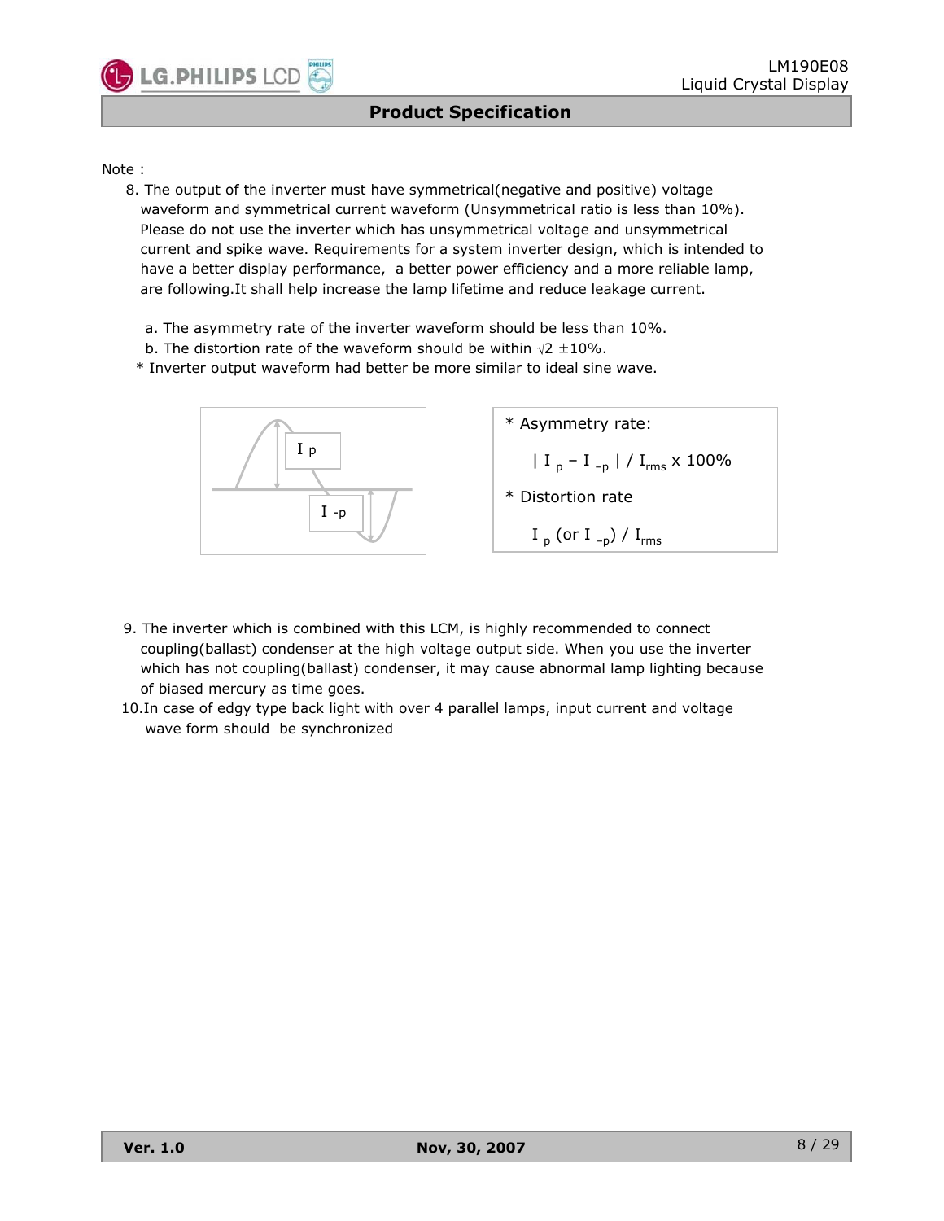Note :

8. The output of the inverter must have symmetrical(negative and positive) voltage waveform and symmetrical current waveform (Unsymmetrical ratio is less than 10%). Please do not use the inverter which has unsymmetrical voltage and unsymmetrical current and spike wave. Requirements for a system inverter design, which is intended to have a better display performance, a better power efficiency and a more reliable lamp, are following.It shall help increase the lamp lifetime and reduce leakage current.

   a. The asymmetry rate of the inverter waveform should be less than 10%.
   b. The distortion rate of the waveform should be within $\sqrt{2}$ ±10%.
   
   * Inverter output waveform had better be more similar to ideal sine wave.

$I_p$

$I_{-p}$

* Asymmetry rate:

  $| I_p - I_{-p} | / I_{rms} \times 100\%$

* Distortion rate

  $I_p$ (or $I_{-p}$) / $I_{rms}$

9. The inverter which is combined with this LCM, is highly recommended to connect coupling(ballast) condenser at the high voltage output side. When you use the inverter which has not coupling(ballast) condenser, it may cause abnormal lamp lighting because of biased mercury as time goes.

10. In case of edgy type back light with over 4 parallel lamps, input current and voltage wave form should be synchronized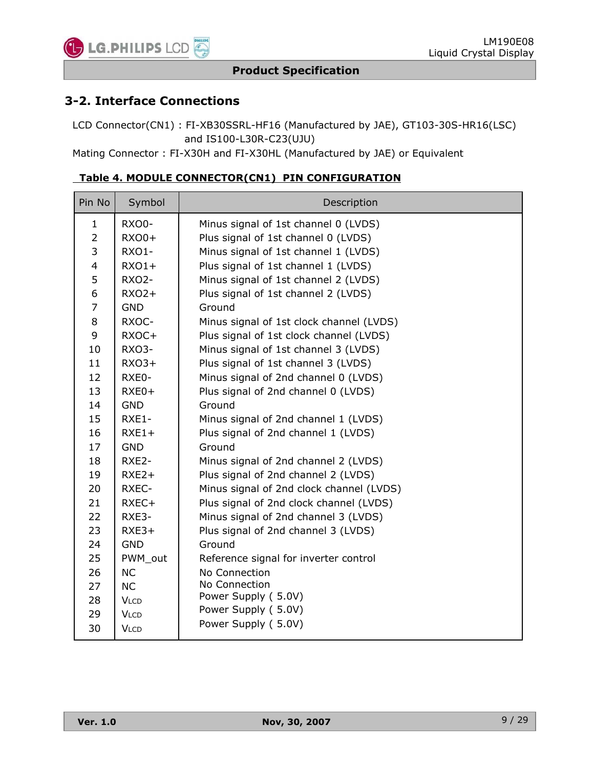## 3-2. Interface Connections

LCD Connector(CN1) : FI-XB30SSRL-HF16 (Manufactured by JAE), GT103-30S-HR16(LSC) and IS100-L30R-C23(UJU)

Mating Connector : FI-X30H and FI-X30HL (Manufactured by JAE) or Equivalent

**Table 4. MODULE CONNECTOR(CN1) PIN CONFIGURATION**

| Pin No | Symbol | Description |
|---|---|---|
| 1 | RXO0- | Minus signal of 1st channel 0 (LVDS) |
| 2 | RXO0+ | Plus signal of 1st channel 0 (LVDS) |
| 3 | RXO1- | Minus signal of 1st channel 1 (LVDS) |
| 4 | RXO1+ | Plus signal of 1st channel 1 (LVDS) |
| 5 | RXO2- | Minus signal of 1st channel 2 (LVDS) |
| 6 | RXO2+ | Plus signal of 1st channel 2 (LVDS) |
| 7 | GND | Ground |
| 8 | RXOC- | Minus signal of 1st clock channel (LVDS) |
| 9 | RXOC+ | Plus signal of 1st clock channel (LVDS) |
| 10 | RXO3- | Minus signal of 1st channel 3 (LVDS) |
| 11 | RXO3+ | Plus signal of 1st channel 3 (LVDS) |
| 12 | RXE0- | Minus signal of 2nd channel 0 (LVDS) |
| 13 | RXE0+ | Plus signal of 2nd channel 0 (LVDS) |
| 14 | GND | Ground |
| 15 | RXE1- | Minus signal of 2nd channel 1 (LVDS) |
| 16 | RXE1+ | Plus signal of 2nd channel 1 (LVDS) |
| 17 | GND | Ground |
| 18 | RXE2- | Minus signal of 2nd channel 2 (LVDS) |
| 19 | RXE2+ | Plus signal of 2nd channel 2 (LVDS) |
| 20 | RXEC- | Minus signal of 2nd clock channel (LVDS) |
| 21 | RXEC+ | Plus signal of 2nd clock channel (LVDS) |
| 22 | RXE3- | Minus signal of 2nd channel 3 (LVDS) |
| 23 | RXE3+ | Plus signal of 2nd channel 3 (LVDS) |
| 24 | GND | Ground |
| 25 | PWM_out | Reference signal for inverter control |
| 26 | NC | No Connection |
| 27 | NC | No Connection |
| 28 | $V_{LCD}$ | Power Supply ( 5.0V) |
| 29 | $V_{LCD}$ | Power Supply ( 5.0V) |
| 30 | $V_{LCD}$ | Power Supply ( 5.0V) |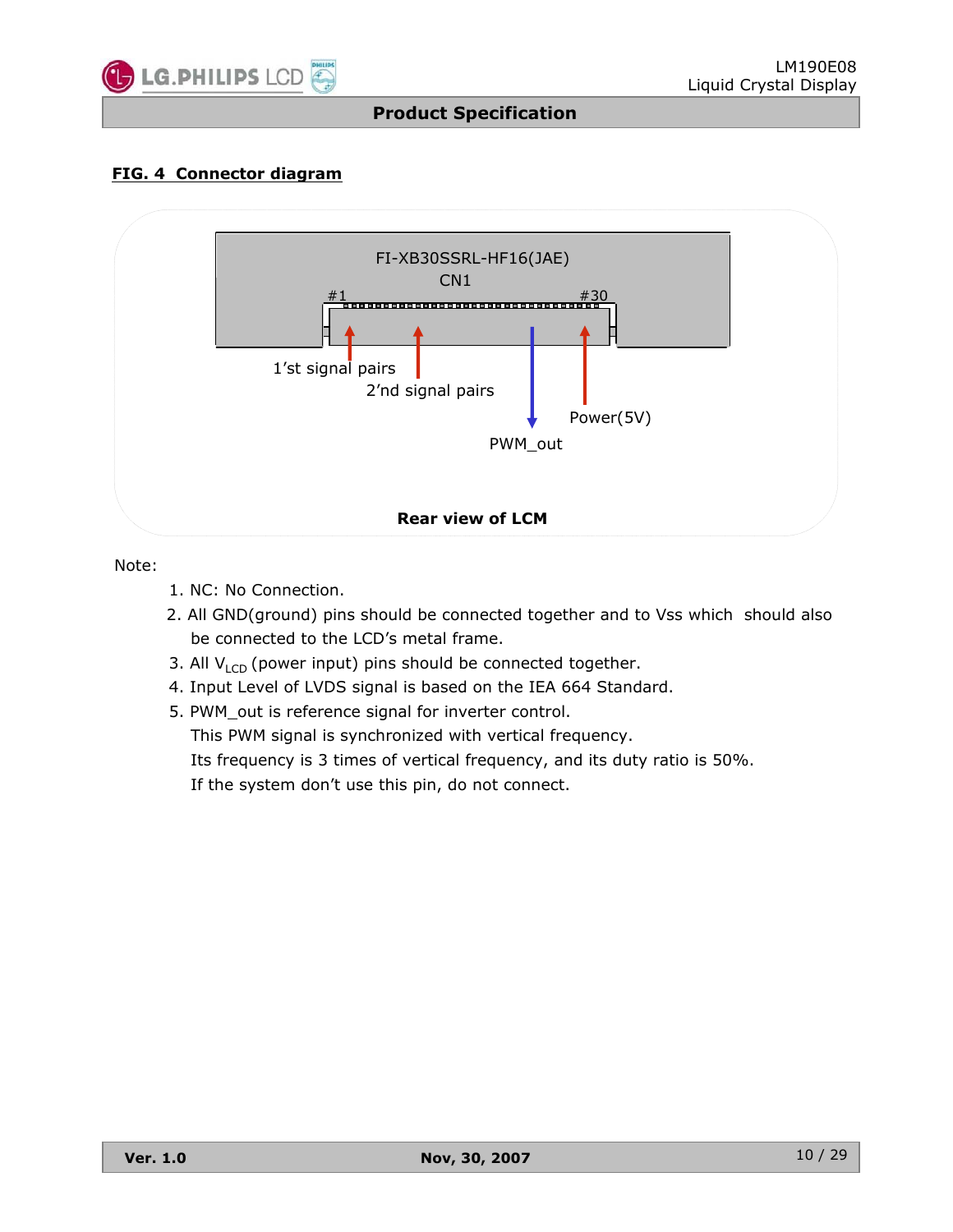**FIG. 4 Connector diagram**

FI-XB30SSRL-HF16(JAE)
CN1

#1 #30

1'st signal pairs
2'nd signal pairs
PWM_out
Power(5V)

**Rear view of LCM**

Note:

1. NC: No Connection.
2. All GND(ground) pins should be connected together and to Vss which should also be connected to the LCD's metal frame.
3. All $V_{LCD}$ (power input) pins should be connected together.
4. Input Level of LVDS signal is based on the IEA 664 Standard.
5. PWM_out is reference signal for inverter control.
   This PWM signal is synchronized with vertical frequency.
   Its frequency is 3 times of vertical frequency, and its duty ratio is 50%.
   If the system don't use this pin, do not connect.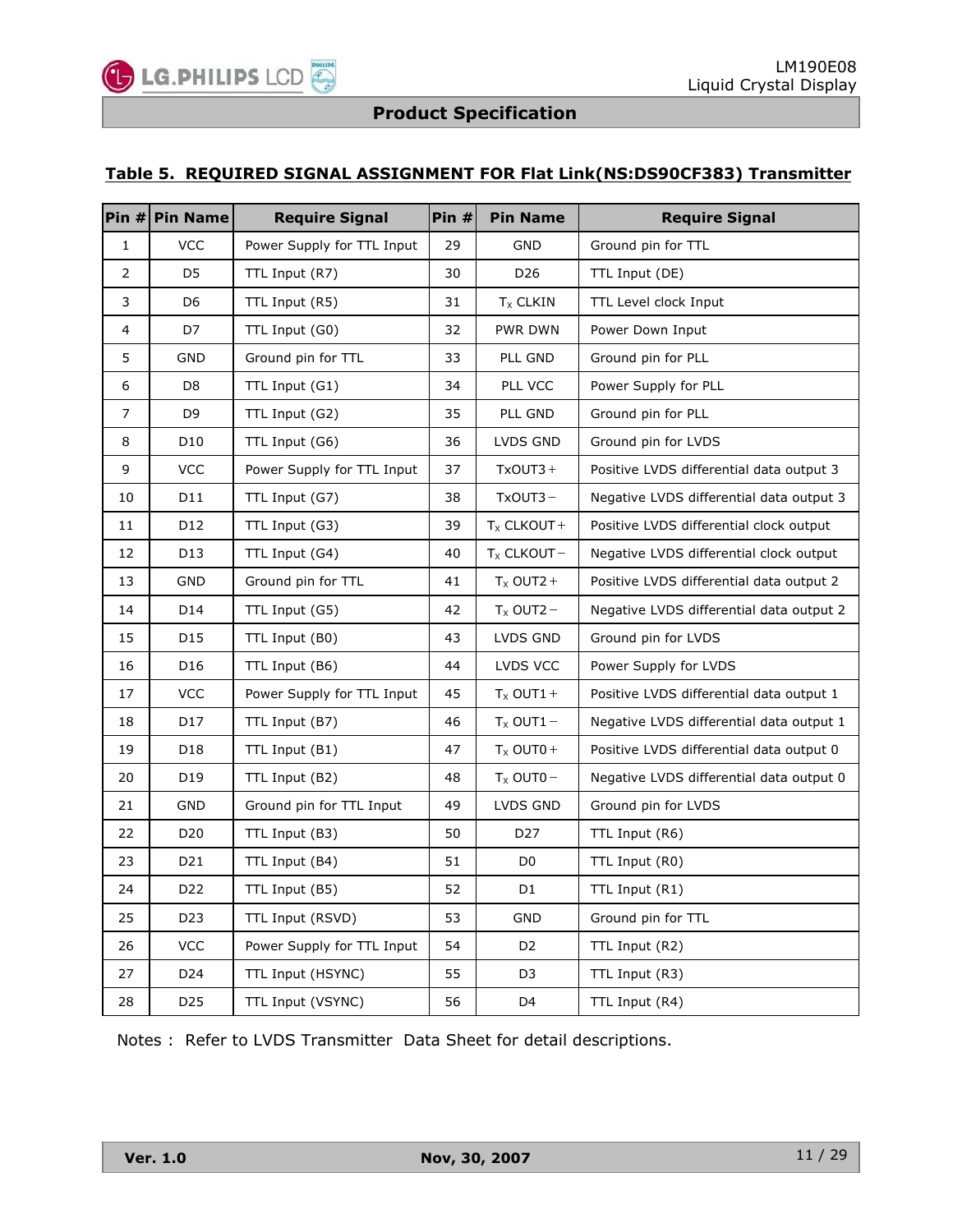### Table 5. REQUIRED SIGNAL ASSIGNMENT FOR Flat Link(NS:DS90CF383) Transmitter

| Pin # | Pin Name | Require Signal | Pin # | Pin Name | Require Signal |
|---|---|---|---|---|---|
| 1 | VCC | Power Supply for TTL Input | 29 | GND | Ground pin for TTL |
| 2 | D5 | TTL Input (R7) | 30 | D26 | TTL Input (DE) |
| 3 | D6 | TTL Input (R5) | 31 | $T_X$ CLKIN | TTL Level clock Input |
| 4 | D7 | TTL Input (G0) | 32 | PWR DWN | Power Down Input |
| 5 | GND | Ground pin for TTL | 33 | PLL GND | Ground pin for PLL |
| 6 | D8 | TTL Input (G1) | 34 | PLL VCC | Power Supply for PLL |
| 7 | D9 | TTL Input (G2) | 35 | PLL GND | Ground pin for PLL |
| 8 | D10 | TTL Input (G6) | 36 | LVDS GND | Ground pin for LVDS |
| 9 | VCC | Power Supply for TTL Input | 37 | TxOUT3+ | Positive LVDS differential data output 3 |
| 10 | D11 | TTL Input (G7) | 38 | TxOUT3− | Negative LVDS differential data output 3 |
| 11 | D12 | TTL Input (G3) | 39 | $T_X$ CLKOUT+ | Positive LVDS differential clock output |
| 12 | D13 | TTL Input (G4) | 40 | $T_X$ CLKOUT− | Negative LVDS differential clock output |
| 13 | GND | Ground pin for TTL | 41 | $T_X$ OUT2+ | Positive LVDS differential data output 2 |
| 14 | D14 | TTL Input (G5) | 42 | $T_X$ OUT2− | Negative LVDS differential data output 2 |
| 15 | D15 | TTL Input (B0) | 43 | LVDS GND | Ground pin for LVDS |
| 16 | D16 | TTL Input (B6) | 44 | LVDS VCC | Power Supply for LVDS |
| 17 | VCC | Power Supply for TTL Input | 45 | $T_X$ OUT1+ | Positive LVDS differential data output 1 |
| 18 | D17 | TTL Input (B7) | 46 | $T_X$ OUT1− | Negative LVDS differential data output 1 |
| 19 | D18 | TTL Input (B1) | 47 | $T_X$ OUT0+ | Positive LVDS differential data output 0 |
| 20 | D19 | TTL Input (B2) | 48 | $T_X$ OUT0− | Negative LVDS differential data output 0 |
| 21 | GND | Ground pin for TTL Input | 49 | LVDS GND | Ground pin for LVDS |
| 22 | D20 | TTL Input (B3) | 50 | D27 | TTL Input (R6) |
| 23 | D21 | TTL Input (B4) | 51 | D0 | TTL Input (R0) |
| 24 | D22 | TTL Input (B5) | 52 | D1 | TTL Input (R1) |
| 25 | D23 | TTL Input (RSVD) | 53 | GND | Ground pin for TTL |
| 26 | VCC | Power Supply for TTL Input | 54 | D2 | TTL Input (R2) |
| 27 | D24 | TTL Input (HSYNC) | 55 | D3 | TTL Input (R3) |
| 28 | D25 | TTL Input (VSYNC) | 56 | D4 | TTL Input (R4) |

Notes : Refer to LVDS Transmitter Data Sheet for detail descriptions.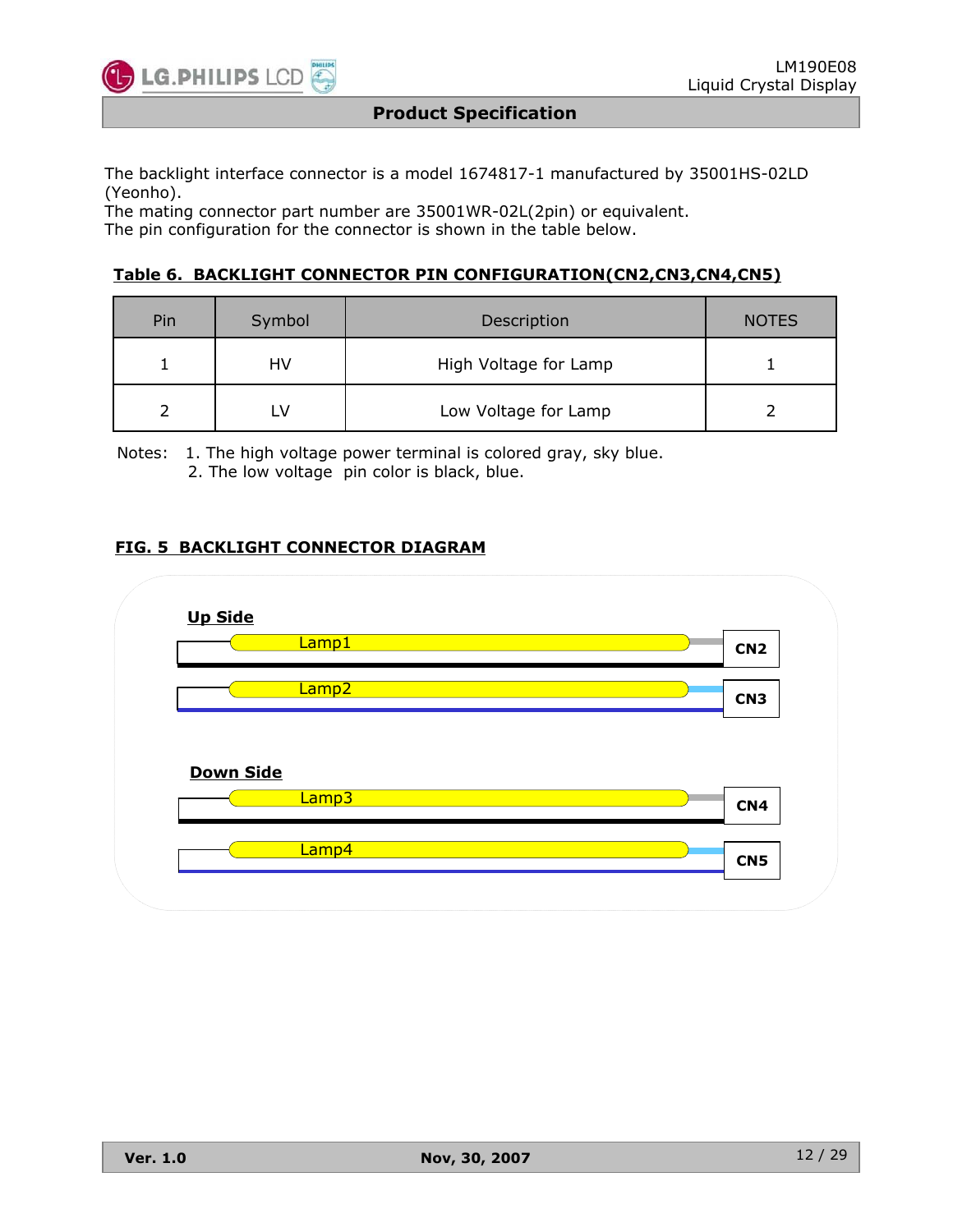The backlight interface connector is a model 1674817-1 manufactured by 35001HS-02LD (Yeonho).
The mating connector part number are 35001WR-02L(2pin) or equivalent.
The pin configuration for the connector is shown in the table below.

**Table 6. BACKLIGHT CONNECTOR PIN CONFIGURATION(CN2,CN3,CN4,CN5)**

| Pin | Symbol | Description | NOTES |
|---|---|---|---|
| 1 | HV | High Voltage for Lamp | 1 |
| 2 | LV | Low Voltage for Lamp | 2 |

Notes: 1. The high voltage power terminal is colored gray, sky blue.
2. The low voltage pin color is black, blue.

**FIG. 5 BACKLIGHT CONNECTOR DIAGRAM**

**Up Side**

Lamp1 — CN2

Lamp2 — CN3

**Down Side**

Lamp3 — CN4

Lamp4 — CN5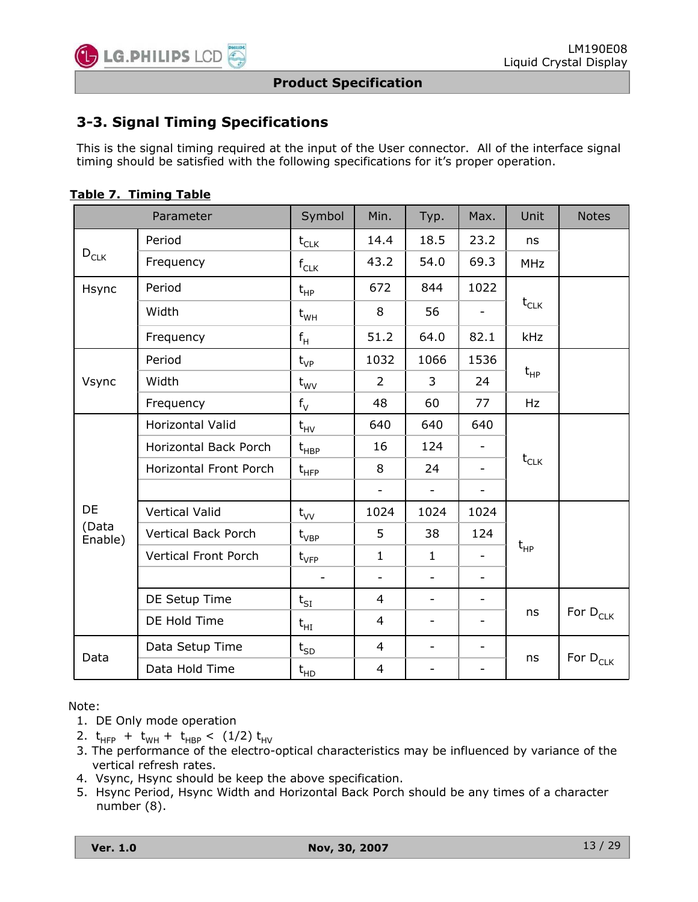## 3-3. Signal Timing Specifications

This is the signal timing required at the input of the User connector. All of the interface signal timing should be satisfied with the following specifications for it's proper operation.

**Table 7. Timing Table**

| Parameter | | Symbol | Min. | Typ. | Max. | Unit | Notes |
|---|---|---|---|---|---|---|---|
| $D_{CLK}$ | Period | $t_{CLK}$ | 14.4 | 18.5 | 23.2 | ns | |
| | Frequency | $f_{CLK}$ | 43.2 | 54.0 | 69.3 | MHz | |
| Hsync | Period | $t_{HP}$ | 672 | 844 | 1022 | $t_{CLK}$ | |
| | Width | $t_{WH}$ | 8 | 56 | - | | |
| | Frequency | $f_H$ | 51.2 | 64.0 | 82.1 | kHz | |
| Vsync | Period | $t_{VP}$ | 1032 | 1066 | 1536 | $t_{HP}$ | |
| | Width | $t_{WV}$ | 2 | 3 | 24 | | |
| | Frequency | $f_V$ | 48 | 60 | 77 | Hz | |
| DE (Data Enable) | Horizontal Valid | $t_{HV}$ | 640 | 640 | 640 | $t_{CLK}$ | |
| | Horizontal Back Porch | $t_{HBP}$ | 16 | 124 | - | | |
| | Horizontal Front Porch | $t_{HFP}$ | 8 | 24 | - | | |
| | | | - | - | - | | |
| | Vertical Valid | $t_{VV}$ | 1024 | 1024 | 1024 | $t_{HP}$ | |
| | Vertical Back Porch | $t_{VBP}$ | 5 | 38 | 124 | | |
| | Vertical Front Porch | $t_{VFP}$ | 1 | 1 | - | | |
| | | - | - | - | - | | |
| | DE Setup Time | $t_{SI}$ | 4 | - | - | ns | For $D_{CLK}$ |
| | DE Hold Time | $t_{HI}$ | 4 | - | - | | |
| Data | Data Setup Time | $t_{SD}$ | 4 | - | - | ns | For $D_{CLK}$ |
| | Data Hold Time | $t_{HD}$ | 4 | - | - | | |

Note:

1. DE Only mode operation
2. $t_{HFP} + t_{WH} + t_{HBP} < (1/2)\, t_{HV}$
3. The performance of the electro-optical characteristics may be influenced by variance of the vertical refresh rates.
4. Vsync, Hsync should be keep the above specification.
5. Hsync Period, Hsync Width and Horizontal Back Porch should be any times of a character number (8).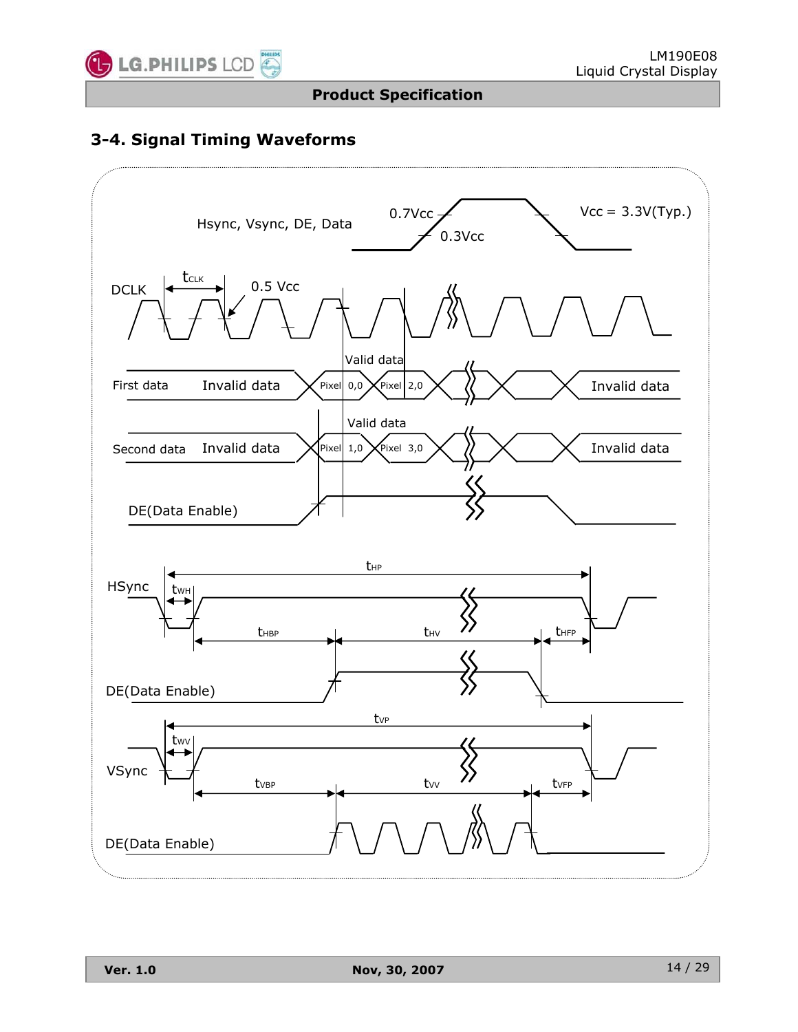## 3-4. Signal Timing Waveforms

Hsync, Vsync, DE, Data

0.7Vcc

0.3Vcc

Vcc = 3.3V(Typ.)

DCLK

$t_{CLK}$

0.5 Vcc

First data — Invalid data — Valid data: Pixel 0,0 / Pixel 2,0 — Invalid data

Second data — Invalid data — Valid data: Pixel 1,0 / Pixel 3,0 — Invalid data

DE(Data Enable)

HSync

$t_{HP}$

$t_{WH}$

$t_{HBP}$ $t_{HV}$ $t_{HFP}$

DE(Data Enable)

$t_{VP}$

$t_{WV}$

VSync

$t_{VBP}$ $t_{VV}$ $t_{VFP}$

DE(Data Enable)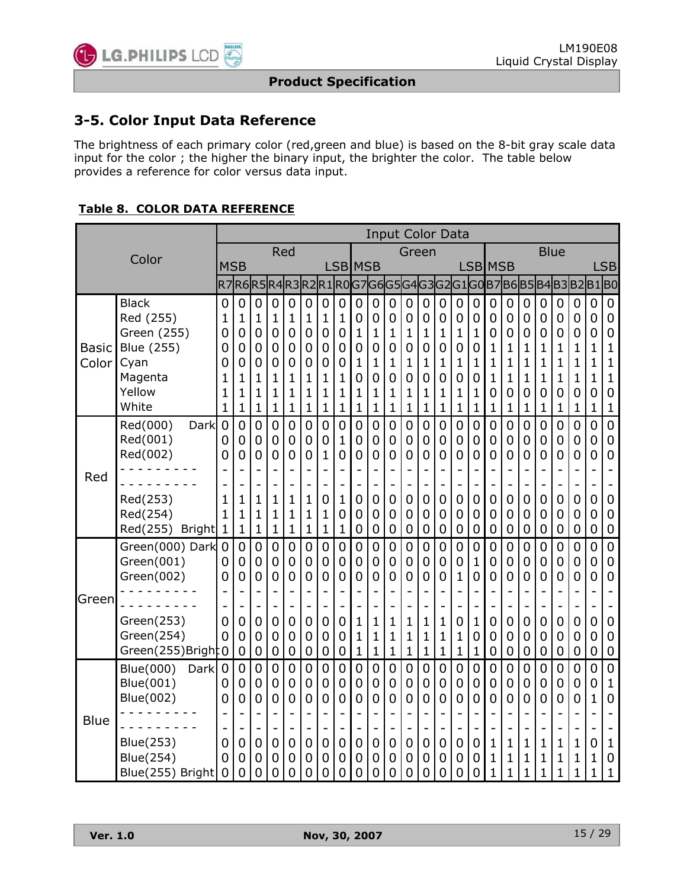## 3-5. Color Input Data Reference

The brightness of each primary color (red,green and blue) is based on the 8-bit gray scale data input for the color ; the higher the binary input, the brighter the color. The table below provides a reference for color versus data input.

**Table 8. COLOR DATA REFERENCE**

| Color | | Input Color Data | | | | | | | | | | | | | | | | | | | | | | | |
|---|---|---|---|---|---|---|---|---|---|---|---|---|---|---|---|---|---|---|---|---|---|---|---|---|---|
| | | Red | | | | | | | | Green | | | | | | | | Blue | | | | | | | |
| | | MSB | | | | | | | LSB | MSB | | | | | | | LSB | MSB | | | | | | | LSB |
| | | R7 | R6 | R5 | R4 | R3 | R2 | R1 | R0 | G7 | G6 | G5 | G4 | G3 | G2 | G1 | G0 | B7 | B6 | B5 | B4 | B3 | B2 | B1 | B0 |
| Basic Color | Black | 0 | 0 | 0 | 0 | 0 | 0 | 0 | 0 | 0 | 0 | 0 | 0 | 0 | 0 | 0 | 0 | 0 | 0 | 0 | 0 | 0 | 0 | 0 | 0 |
| | Red (255) | 1 | 1 | 1 | 1 | 1 | 1 | 1 | 1 | 0 | 0 | 0 | 0 | 0 | 0 | 0 | 0 | 0 | 0 | 0 | 0 | 0 | 0 | 0 | 0 |
| | Green (255) | 0 | 0 | 0 | 0 | 0 | 0 | 0 | 0 | 1 | 1 | 1 | 1 | 1 | 1 | 1 | 1 | 0 | 0 | 0 | 0 | 0 | 0 | 0 | 0 |
| | Blue (255) | 0 | 0 | 0 | 0 | 0 | 0 | 0 | 0 | 0 | 0 | 0 | 0 | 0 | 0 | 0 | 0 | 1 | 1 | 1 | 1 | 1 | 1 | 1 | 1 |
| | Cyan | 0 | 0 | 0 | 0 | 0 | 0 | 0 | 0 | 1 | 1 | 1 | 1 | 1 | 1 | 1 | 1 | 1 | 1 | 1 | 1 | 1 | 1 | 1 | 1 |
| | Magenta | 1 | 1 | 1 | 1 | 1 | 1 | 1 | 1 | 0 | 0 | 0 | 0 | 0 | 0 | 0 | 0 | 1 | 1 | 1 | 1 | 1 | 1 | 1 | 1 |
| | Yellow | 1 | 1 | 1 | 1 | 1 | 1 | 1 | 1 | 1 | 1 | 1 | 1 | 1 | 1 | 1 | 1 | 0 | 0 | 0 | 0 | 0 | 0 | 0 | 0 |
| | White | 1 | 1 | 1 | 1 | 1 | 1 | 1 | 1 | 1 | 1 | 1 | 1 | 1 | 1 | 1 | 1 | 1 | 1 | 1 | 1 | 1 | 1 | 1 | 1 |
| Red | Red(000) Dark | 0 | 0 | 0 | 0 | 0 | 0 | 0 | 0 | 0 | 0 | 0 | 0 | 0 | 0 | 0 | 0 | 0 | 0 | 0 | 0 | 0 | 0 | 0 | 0 |
| | Red(001) | 0 | 0 | 0 | 0 | 0 | 0 | 0 | 1 | 0 | 0 | 0 | 0 | 0 | 0 | 0 | 0 | 0 | 0 | 0 | 0 | 0 | 0 | 0 | 0 |
| | Red(002) | 0 | 0 | 0 | 0 | 0 | 0 | 1 | 0 | 0 | 0 | 0 | 0 | 0 | 0 | 0 | 0 | 0 | 0 | 0 | 0 | 0 | 0 | 0 | 0 |
| | - - - - - - - - - | - | - | - | - | - | - | - | - | - | - | - | - | - | - | - | - | - | - | - | - | - | - | - | - |
| | - - - - - - - - - | - | - | - | - | - | - | - | - | - | - | - | - | - | - | - | - | - | - | - | - | - | - | - | - |
| | Red(253) | 1 | 1 | 1 | 1 | 1 | 1 | 0 | 1 | 0 | 0 | 0 | 0 | 0 | 0 | 0 | 0 | 0 | 0 | 0 | 0 | 0 | 0 | 0 | 0 |
| | Red(254) | 1 | 1 | 1 | 1 | 1 | 1 | 1 | 0 | 0 | 0 | 0 | 0 | 0 | 0 | 0 | 0 | 0 | 0 | 0 | 0 | 0 | 0 | 0 | 0 |
| | Red(255) Bright | 1 | 1 | 1 | 1 | 1 | 1 | 1 | 1 | 0 | 0 | 0 | 0 | 0 | 0 | 0 | 0 | 0 | 0 | 0 | 0 | 0 | 0 | 0 | 0 |
| Green | Green(000) Dark | 0 | 0 | 0 | 0 | 0 | 0 | 0 | 0 | 0 | 0 | 0 | 0 | 0 | 0 | 0 | 0 | 0 | 0 | 0 | 0 | 0 | 0 | 0 | 0 |
| | Green(001) | 0 | 0 | 0 | 0 | 0 | 0 | 0 | 0 | 0 | 0 | 0 | 0 | 0 | 0 | 0 | 1 | 0 | 0 | 0 | 0 | 0 | 0 | 0 | 0 |
| | Green(002) | 0 | 0 | 0 | 0 | 0 | 0 | 0 | 0 | 0 | 0 | 0 | 0 | 0 | 0 | 1 | 0 | 0 | 0 | 0 | 0 | 0 | 0 | 0 | 0 |
| | - - - - - - - - - | - | - | - | - | - | - | - | - | - | - | - | - | - | - | - | - | - | - | - | - | - | - | - | - |
| | - - - - - - - - - | - | - | - | - | - | - | - | - | - | - | - | - | - | - | - | - | - | - | - | - | - | - | - | - |
| | Green(253) | 0 | 0 | 0 | 0 | 0 | 0 | 0 | 0 | 1 | 1 | 1 | 1 | 1 | 1 | 0 | 1 | 0 | 0 | 0 | 0 | 0 | 0 | 0 | 0 |
| | Green(254) | 0 | 0 | 0 | 0 | 0 | 0 | 0 | 0 | 1 | 1 | 1 | 1 | 1 | 1 | 1 | 0 | 0 | 0 | 0 | 0 | 0 | 0 | 0 | 0 |
| | Green(255)Bright | 0 | 0 | 0 | 0 | 0 | 0 | 0 | 0 | 1 | 1 | 1 | 1 | 1 | 1 | 1 | 1 | 0 | 0 | 0 | 0 | 0 | 0 | 0 | 0 |
| Blue | Blue(000) Dark | 0 | 0 | 0 | 0 | 0 | 0 | 0 | 0 | 0 | 0 | 0 | 0 | 0 | 0 | 0 | 0 | 0 | 0 | 0 | 0 | 0 | 0 | 0 | 0 |
| | Blue(001) | 0 | 0 | 0 | 0 | 0 | 0 | 0 | 0 | 0 | 0 | 0 | 0 | 0 | 0 | 0 | 0 | 0 | 0 | 0 | 0 | 0 | 0 | 0 | 1 |
| | Blue(002) | 0 | 0 | 0 | 0 | 0 | 0 | 0 | 0 | 0 | 0 | 0 | 0 | 0 | 0 | 0 | 0 | 0 | 0 | 0 | 0 | 0 | 0 | 1 | 0 |
| | - - - - - - - - - | - | - | - | - | - | - | - | - | - | - | - | - | - | - | - | - | - | - | - | - | - | - | - | - |
| | - - - - - - - - - | - | - | - | - | - | - | - | - | - | - | - | - | - | - | - | - | - | - | - | - | - | - | - | - |
| | Blue(253) | 0 | 0 | 0 | 0 | 0 | 0 | 0 | 0 | 0 | 0 | 0 | 0 | 0 | 0 | 0 | 0 | 1 | 1 | 1 | 1 | 1 | 1 | 0 | 1 |
| | Blue(254) | 0 | 0 | 0 | 0 | 0 | 0 | 0 | 0 | 0 | 0 | 0 | 0 | 0 | 0 | 0 | 0 | 1 | 1 | 1 | 1 | 1 | 1 | 1 | 0 |
| | Blue(255) Bright | 0 | 0 | 0 | 0 | 0 | 0 | 0 | 0 | 0 | 0 | 0 | 0 | 0 | 0 | 0 | 0 | 1 | 1 | 1 | 1 | 1 | 1 | 1 | 1 |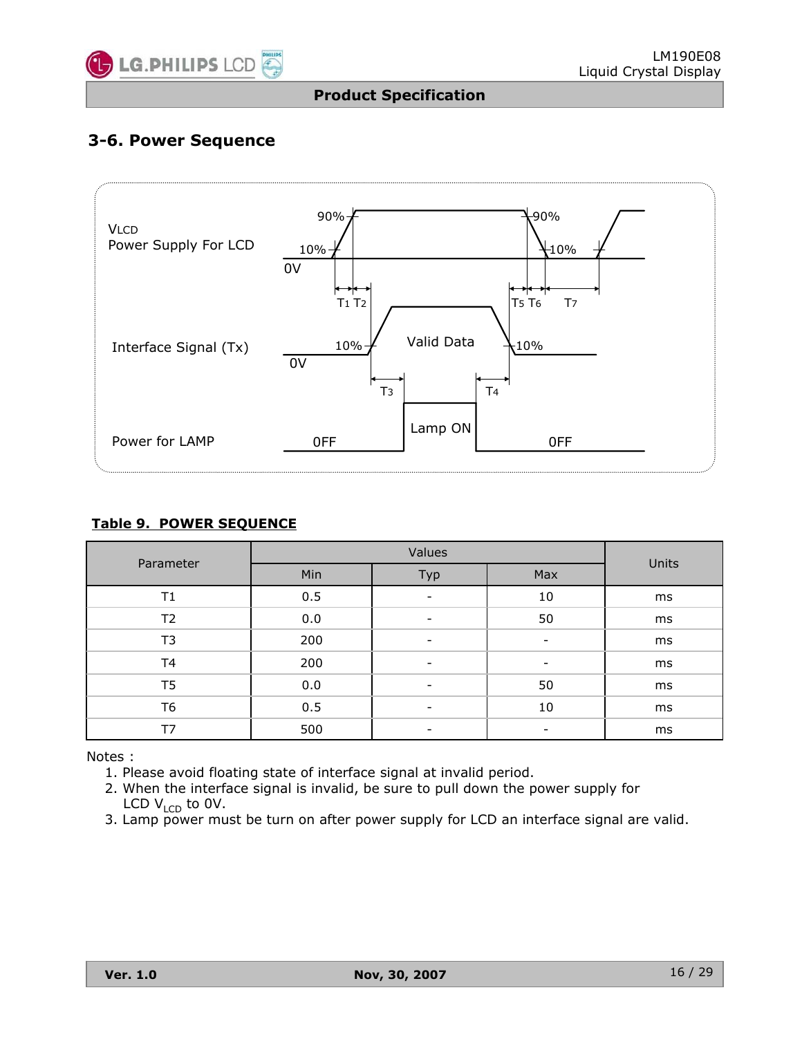## 3-6. Power Sequence

**Table 9. POWER SEQUENCE**

| Parameter | Values | | | Units |
|---|---|---|---|---|
| | Min | Typ | Max | |
| T1 | 0.5 | - | 10 | ms |
| T2 | 0.0 | - | 50 | ms |
| T3 | 200 | - | - | ms |
| T4 | 200 | - | - | ms |
| T5 | 0.0 | - | 50 | ms |
| T6 | 0.5 | - | 10 | ms |
| T7 | 500 | - | - | ms |

Notes :

1. Please avoid floating state of interface signal at invalid period.
2. When the interface signal is invalid, be sure to pull down the power supply for LCD $V_{LCD}$ to 0V.
3. Lamp power must be turn on after power supply for LCD an interface signal are valid.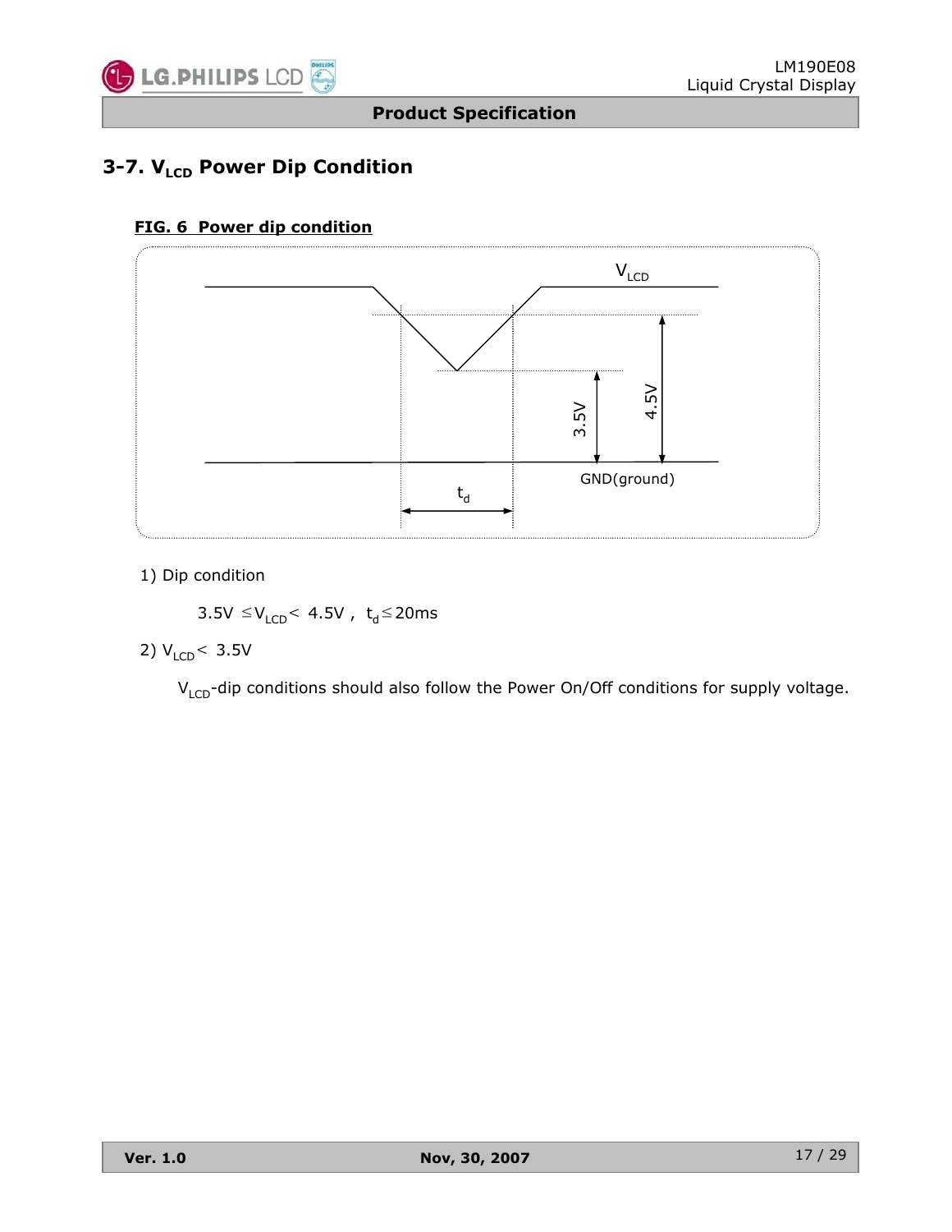### 3-7. $V_{LCD}$ Power Dip Condition

**FIG. 6 Power dip condition**

1) Dip condition

$3.5V \leq V_{LCD} < 4.5V$ , $t_d \leq 20ms$

2) $V_{LCD} < 3.5V$

$V_{LCD}$-dip conditions should also follow the Power On/Off conditions for supply voltage.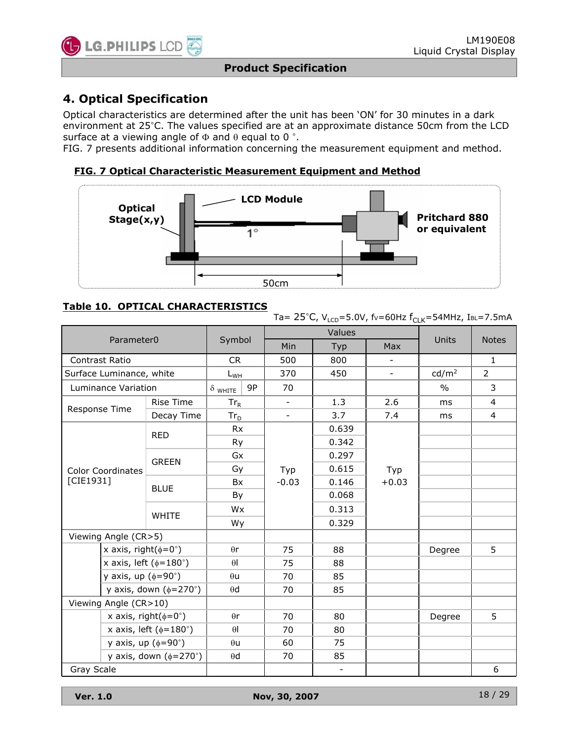## 4. Optical Specification

Optical characteristics are determined after the unit has been 'ON' for 30 minutes in a dark environment at 25°C. The values specified are at an approximate distance 50cm from the LCD surface at a viewing angle of Φ and θ equal to 0 °.
FIG. 7 presents additional information concerning the measurement equipment and method.

**FIG. 7 Optical Characteristic Measurement Equipment and Method**

Optical Stage(x,y) | LCD Module | 1° | Pritchard 880 or equivalent | 50cm

**Table 10. OPTICAL CHARACTERISTICS**

Ta= 25°C, $V_{LCD}$=5.0V, fv=60Hz $f_{CLK}$=54MHz, $I_{BL}$=7.5mA

| Parameter0 | | Symbol | | Values | | | Units | Notes |
|---|---|---|---|---|---|---|---|---|
| | | | | Min | Typ | Max | | |
| Contrast Ratio | | CR | | 500 | 800 | - | | 1 |
| Surface Luminance, white | | $L_{WH}$ | | 370 | 450 | - | cd/m² | 2 |
| Luminance Variation | | $\delta_{WHITE}$ | 9P | 70 | | | % | 3 |
| Response Time | Rise Time | $Tr_R$ | | - | 1.3 | 2.6 | ms | 4 |
| | Decay Time | $Tr_D$ | | - | 3.7 | 7.4 | ms | 4 |
| Color Coordinates [CIE1931] | RED | Rx | | Typ -0.03 | 0.639 | Typ +0.03 | | |
| | | Ry | | | 0.342 | | | |
| | GREEN | Gx | | | 0.297 | | | |
| | | Gy | | | 0.615 | | | |
| | BLUE | Bx | | | 0.146 | | | |
| | | By | | | 0.068 | | | |
| | WHITE | Wx | | | 0.313 | | | |
| | | Wy | | | 0.329 | | | |
| Viewing Angle (CR>5) | | | | | | | | |
| | x axis, right(φ=0°) | θr | | 75 | 88 | | Degree | 5 |
| | x axis, left (φ=180°) | θl | | 75 | 88 | | | |
| | y axis, up (φ=90°) | θu | | 70 | 85 | | | |
| | y axis, down (φ=270°) | θd | | 70 | 85 | | | |
| Viewing Angle (CR>10) | | | | | | | | |
| | x axis, right(φ=0°) | θr | | 70 | 80 | | Degree | 5 |
| | x axis, left (φ=180°) | θl | | 70 | 80 | | | |
| | y axis, up (φ=90°) | θu | | 60 | 75 | | | |
| | y axis, down (φ=270°) | θd | | 70 | 85 | | | |
| Gray Scale | | | | | - | | | 6 |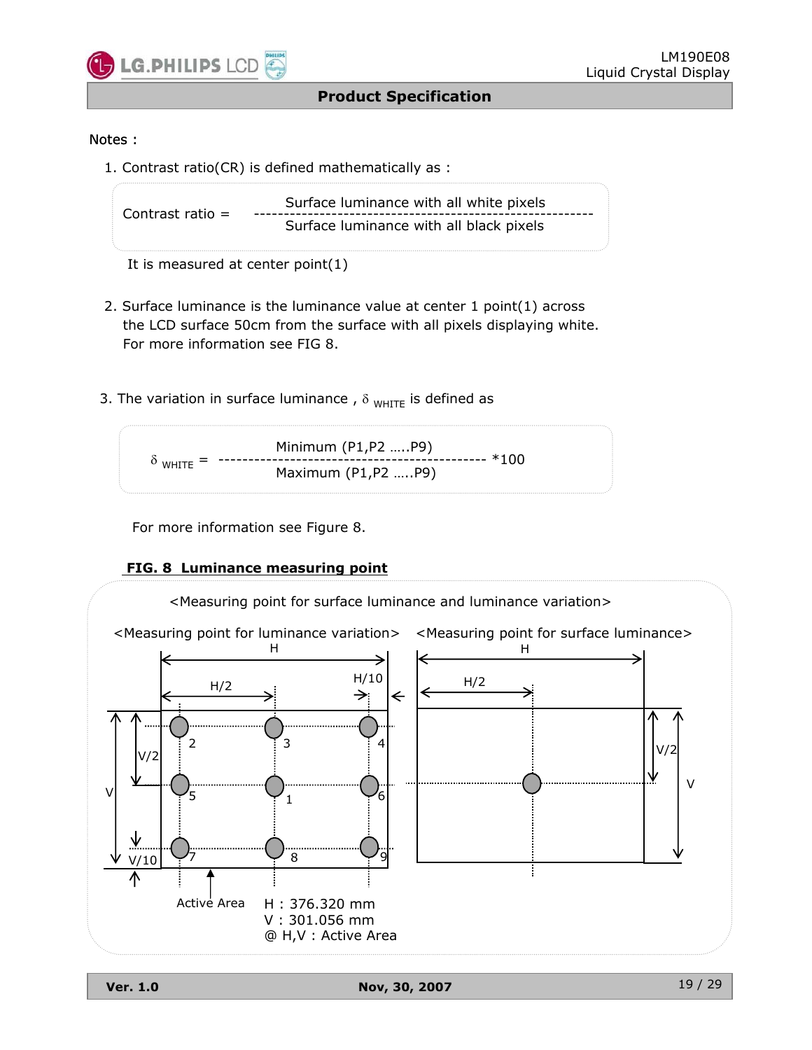Notes :

1. Contrast ratio(CR) is defined mathematically as :

$$\text{Contrast ratio} = \frac{\text{Surface luminance with all white pixels}}{\text{Surface luminance with all black pixels}}$$

   It is measured at center point(1)

2. Surface luminance is the luminance value at center 1 point(1) across the LCD surface 50cm from the surface with all pixels displaying white. For more information see FIG 8.

3. The variation in surface luminance , $\delta_{WHITE}$ is defined as

$$\delta_{WHITE} = \frac{\text{Minimum (P1,P2 …..P9)}}{\text{Maximum (P1,P2 …..P9)}} * 100$$

   For more information see Figure 8.

**FIG. 8 Luminance measuring point**

<Measuring point for surface luminance and luminance variation>

<Measuring point for luminance variation> <Measuring point for surface luminance>

H : 376.320 mm
V : 301.056 mm
@ H,V : Active Area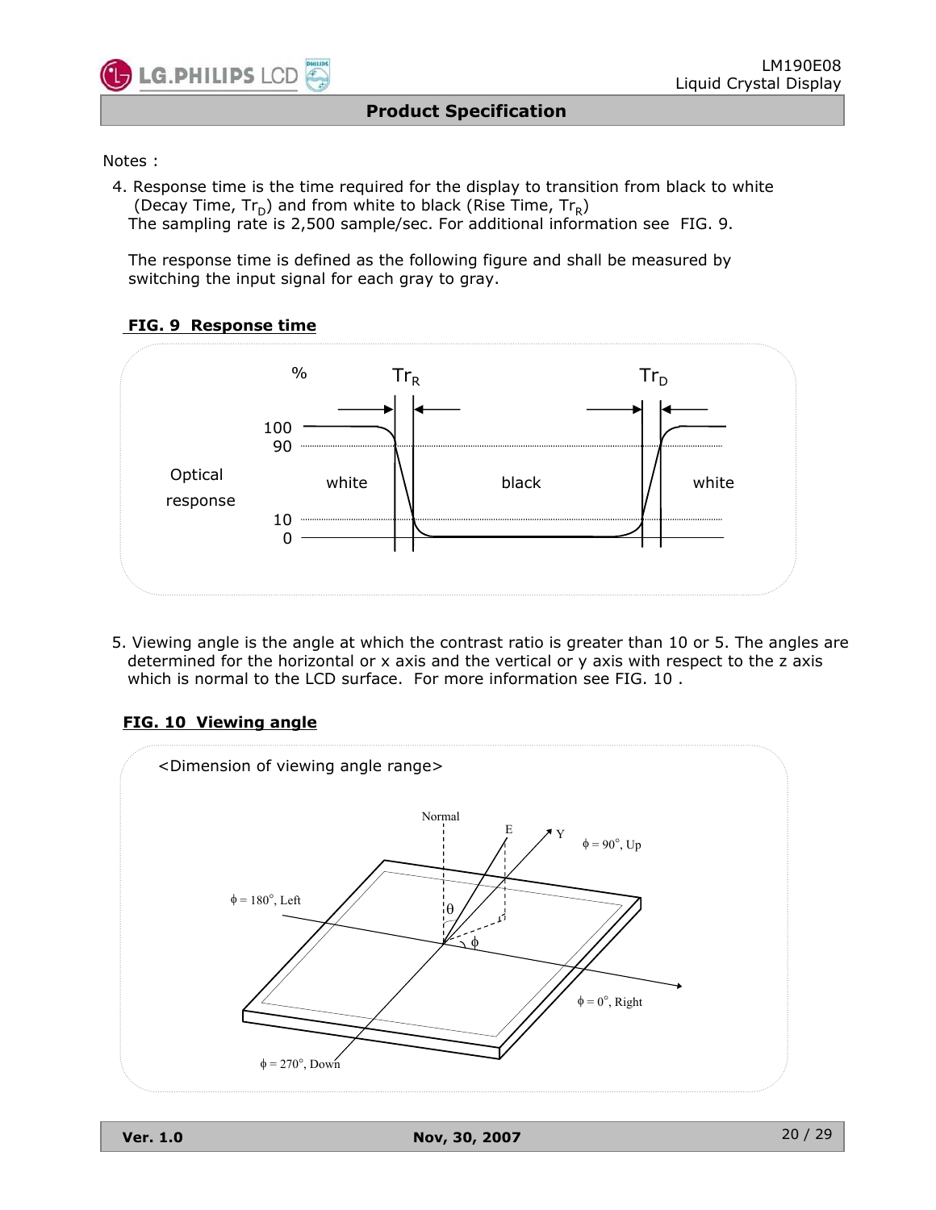Notes :

4. Response time is the time required for the display to transition from black to white (Decay Time, $Tr_D$) and from white to black (Rise Time, $Tr_R$)
   The sampling rate is 2,500 sample/sec. For additional information see FIG. 9.

   The response time is defined as the following figure and shall be measured by switching the input signal for each gray to gray.

**FIG. 9 Response time**

5. Viewing angle is the angle at which the contrast ratio is greater than 10 or 5. The angles are determined for the horizontal or x axis and the vertical or y axis with respect to the z axis which is normal to the LCD surface. For more information see FIG. 10 .

**FIG. 10 Viewing angle**

<Dimension of viewing angle range>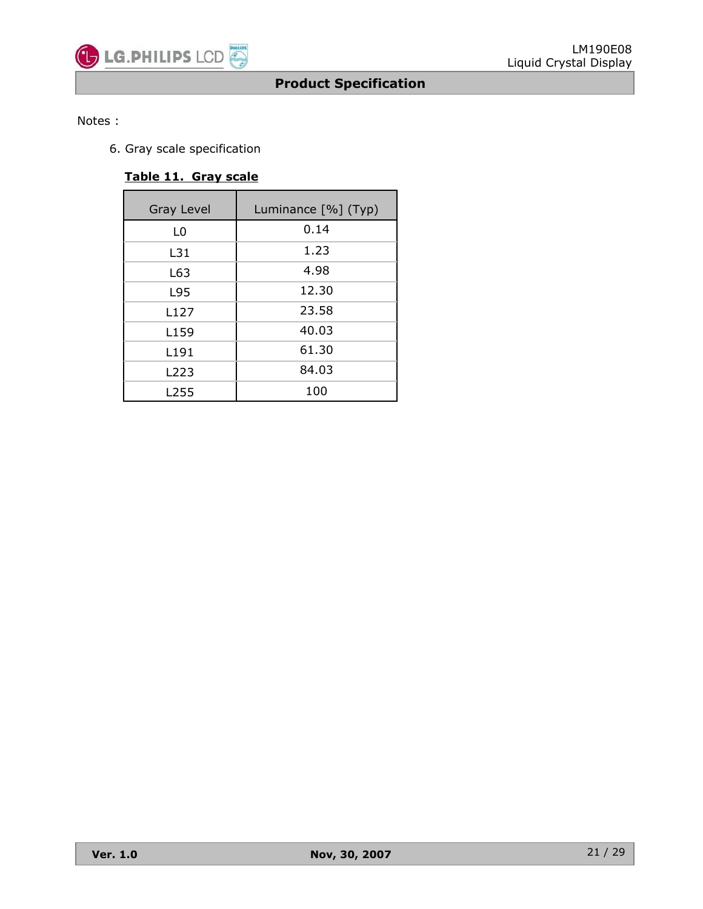Notes :

6. Gray scale specification

**Table 11. Gray scale**

| Gray Level | Luminance [%] (Typ) |
|---|---|
| L0 | 0.14 |
| L31 | 1.23 |
| L63 | 4.98 |
| L95 | 12.30 |
| L127 | 23.58 |
| L159 | 40.03 |
| L191 | 61.30 |
| L223 | 84.03 |
| L255 | 100 |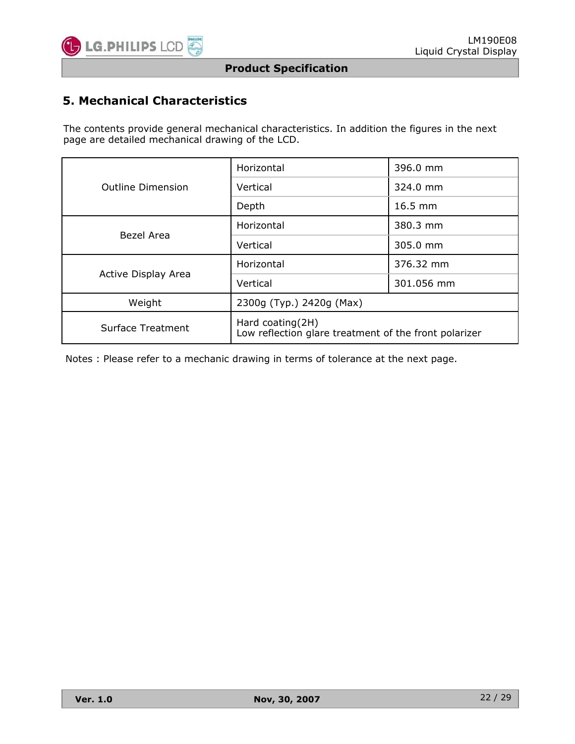## 5. Mechanical Characteristics

The contents provide general mechanical characteristics. In addition the figures in the next page are detailed mechanical drawing of the LCD.

| | | |
|---|---|---|
| Outline Dimension | Horizontal | 396.0 mm |
| | Vertical | 324.0 mm |
| | Depth | 16.5 mm |
| Bezel Area | Horizontal | 380.3 mm |
| | Vertical | 305.0 mm |
| Active Display Area | Horizontal | 376.32 mm |
| | Vertical | 301.056 mm |
| Weight | 2300g (Typ.) 2420g (Max) | |
| Surface Treatment | Hard coating(2H)<br>Low reflection glare treatment of the front polarizer | |

Notes : Please refer to a mechanic drawing in terms of tolerance at the next page.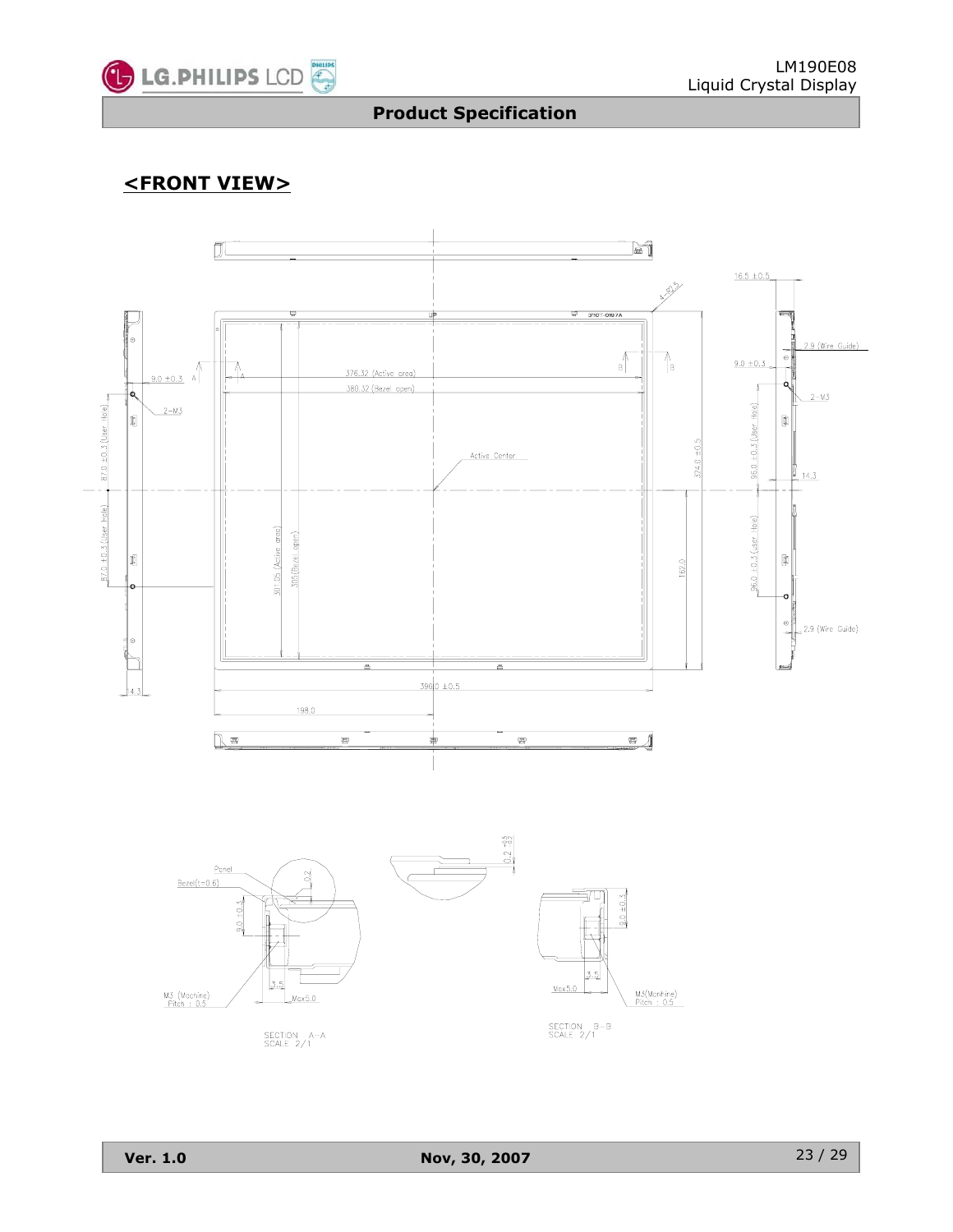## <FRONT VIEW>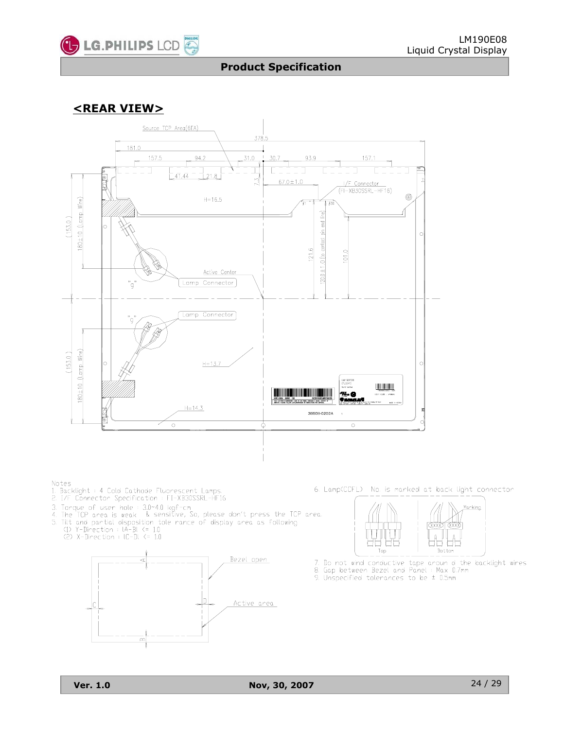## <REAR VIEW>

Notes
1. Backlight : 4 Cold Cathode Fluorescent Lamps
2. I/F Connector Specification : FI-XB30SSRL-HF16
3. Torque of user hole : 3.0~4.0 kgf-cm
4. The TCP area is weak & sensitive, So, please don't press the TCP area.
5. Tilt and partial disposition tole rance of display area as following
   (1) Y-Direction : lA-Bl <= 1.0
   (2) X-Direction : lC-Dl <= 1.0
6. Lamp(CCFL) No. is marked at back light connector
7. Do not wind conductive tape aroun d the backlight wires
8. Gap between Bezel and Panel : Max 0.7mm
9. Unspecified tolerances to be ± 0.5mm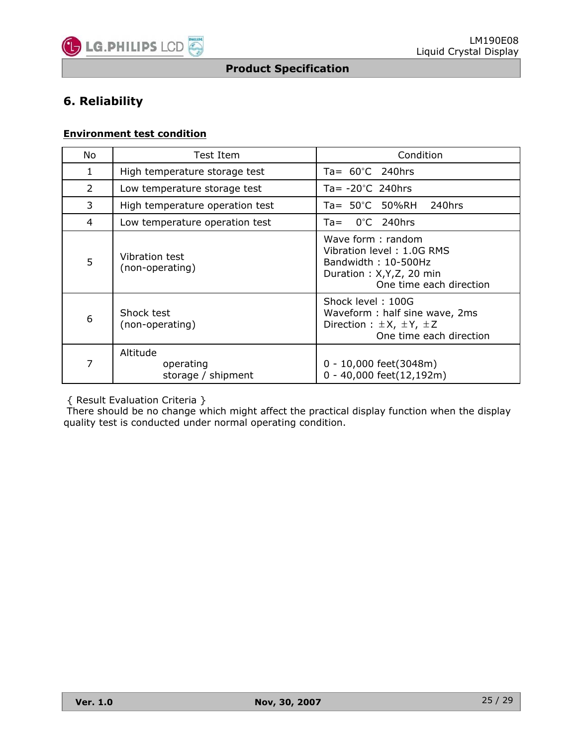# 6. Reliability

**Environment test condition**

| No | Test Item | Condition |
|---|---|---|
| 1 | High temperature storage test | Ta= 60°C 240hrs |
| 2 | Low temperature storage test | Ta= -20°C 240hrs |
| 3 | High temperature operation test | Ta= 50°C 50%RH 240hrs |
| 4 | Low temperature operation test | Ta= 0°C 240hrs |
| 5 | Vibration test (non-operating) | Wave form : random<br>Vibration level : 1.0G RMS<br>Bandwidth : 10-500Hz<br>Duration : X,Y,Z, 20 min<br>One time each direction |
| 6 | Shock test (non-operating) | Shock level : 100G<br>Waveform : half sine wave, 2ms<br>Direction : ±X, ±Y, ±Z<br>One time each direction |
| 7 | Altitude<br>operating<br>storage / shipment | <br>0 - 10,000 feet(3048m)<br>0 - 40,000 feet(12,192m) |

{ Result Evaluation Criteria }

There should be no change which might affect the practical display function when the display quality test is conducted under normal operating condition.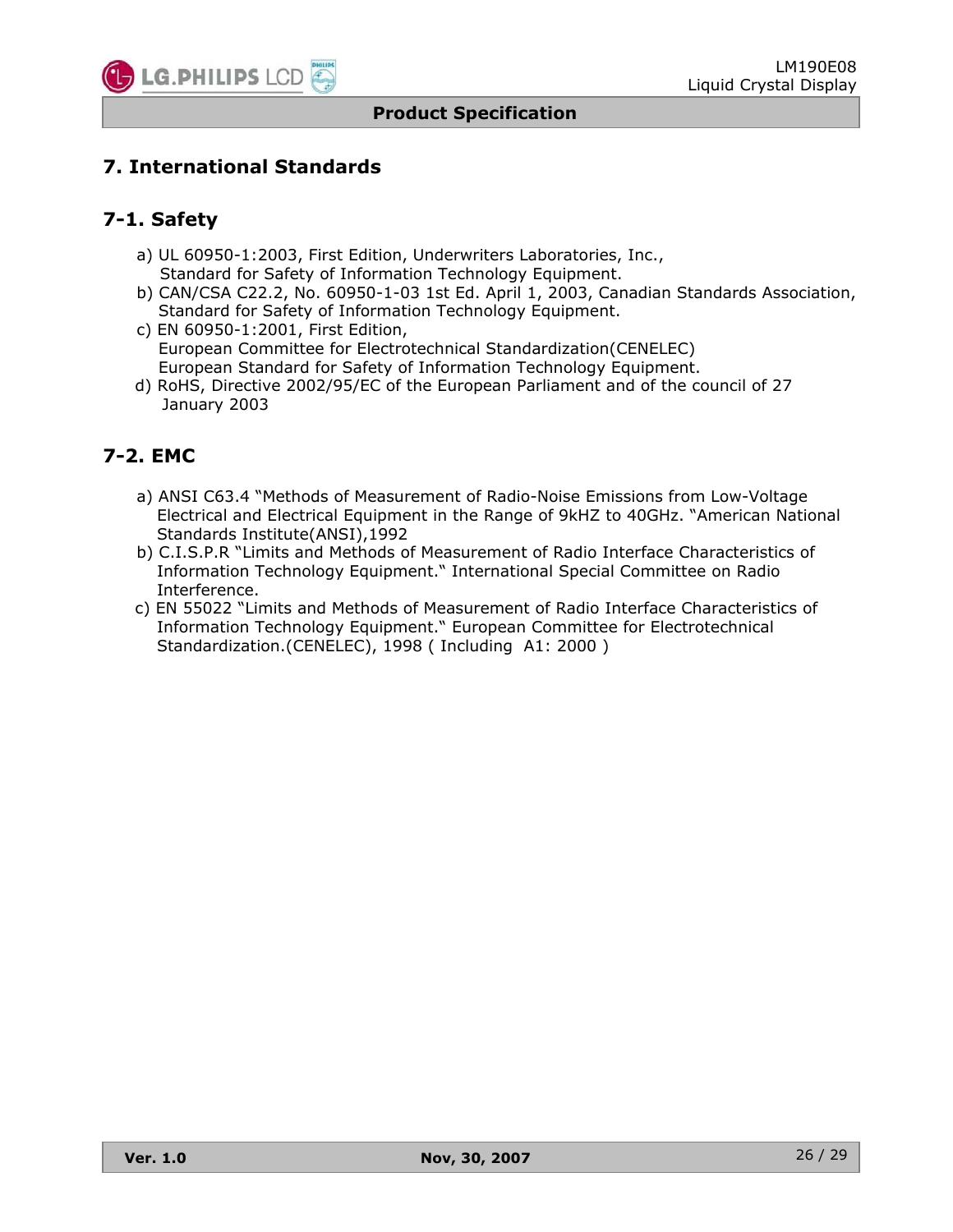# 7. International Standards

## 7-1. Safety

a) UL 60950-1:2003, First Edition, Underwriters Laboratories, Inc., Standard for Safety of Information Technology Equipment.

b) CAN/CSA C22.2, No. 60950-1-03 1st Ed. April 1, 2003, Canadian Standards Association, Standard for Safety of Information Technology Equipment.

c) EN 60950-1:2001, First Edition, European Committee for Electrotechnical Standardization(CENELEC) European Standard for Safety of Information Technology Equipment.

d) RoHS, Directive 2002/95/EC of the European Parliament and of the council of 27 January 2003

## 7-2. EMC

a) ANSI C63.4 "Methods of Measurement of Radio-Noise Emissions from Low-Voltage Electrical and Electrical Equipment in the Range of 9kHZ to 40GHz. "American National Standards Institute(ANSI),1992

b) C.I.S.P.R "Limits and Methods of Measurement of Radio Interface Characteristics of Information Technology Equipment." International Special Committee on Radio Interference.

c) EN 55022 "Limits and Methods of Measurement of Radio Interface Characteristics of Information Technology Equipment." European Committee for Electrotechnical Standardization.(CENELEC), 1998 ( Including A1: 2000 )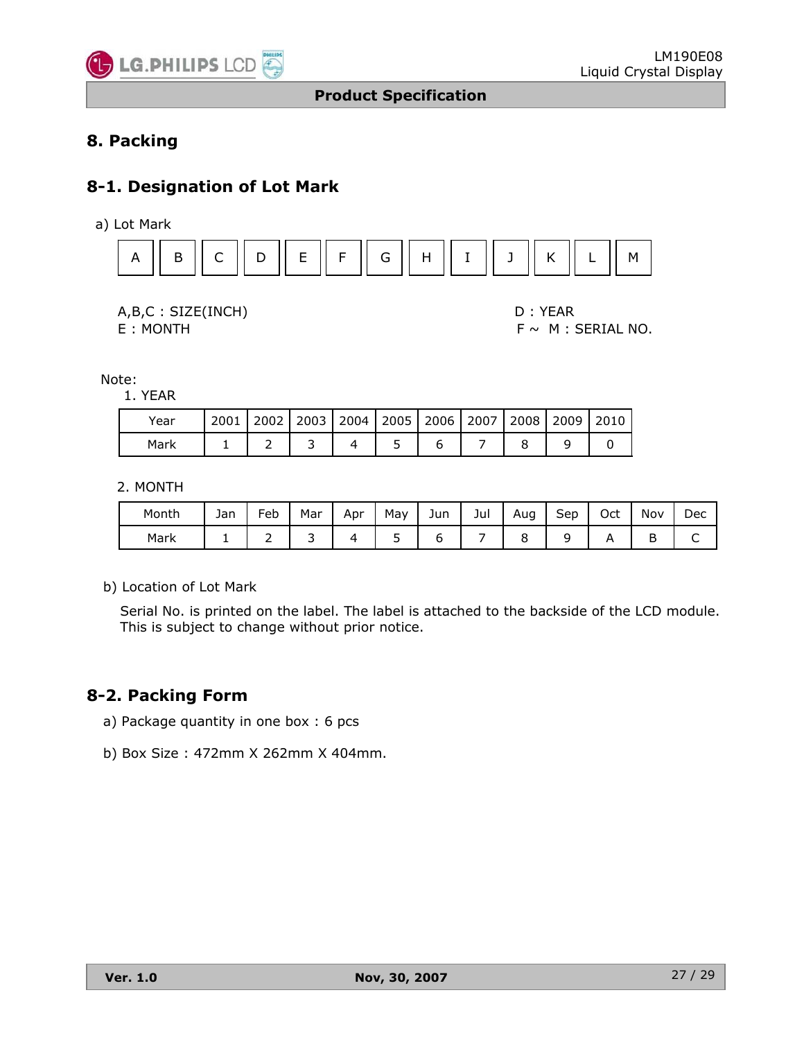# 8. Packing

## 8-1. Designation of Lot Mark

a) Lot Mark

| A | B | C | D | E | F | G | H | I | J | K | L | M |
|---|---|---|---|---|---|---|---|---|---|---|---|---|

A,B,C : SIZE(INCH)
D : YEAR
E : MONTH
F ~ M : SERIAL NO.

Note:

1. YEAR

| Year | 2001 | 2002 | 2003 | 2004 | 2005 | 2006 | 2007 | 2008 | 2009 | 2010 |
|---|---|---|---|---|---|---|---|---|---|---|
| Mark | 1 | 2 | 3 | 4 | 5 | 6 | 7 | 8 | 9 | 0 |

2. MONTH

| Month | Jan | Feb | Mar | Apr | May | Jun | Jul | Aug | Sep | Oct | Nov | Dec |
|---|---|---|---|---|---|---|---|---|---|---|---|---|
| Mark | 1 | 2 | 3 | 4 | 5 | 6 | 7 | 8 | 9 | A | B | C |

b) Location of Lot Mark

Serial No. is printed on the label. The label is attached to the backside of the LCD module. This is subject to change without prior notice.

## 8-2. Packing Form

a) Package quantity in one box : 6 pcs

b) Box Size : 472mm X 262mm X 404mm.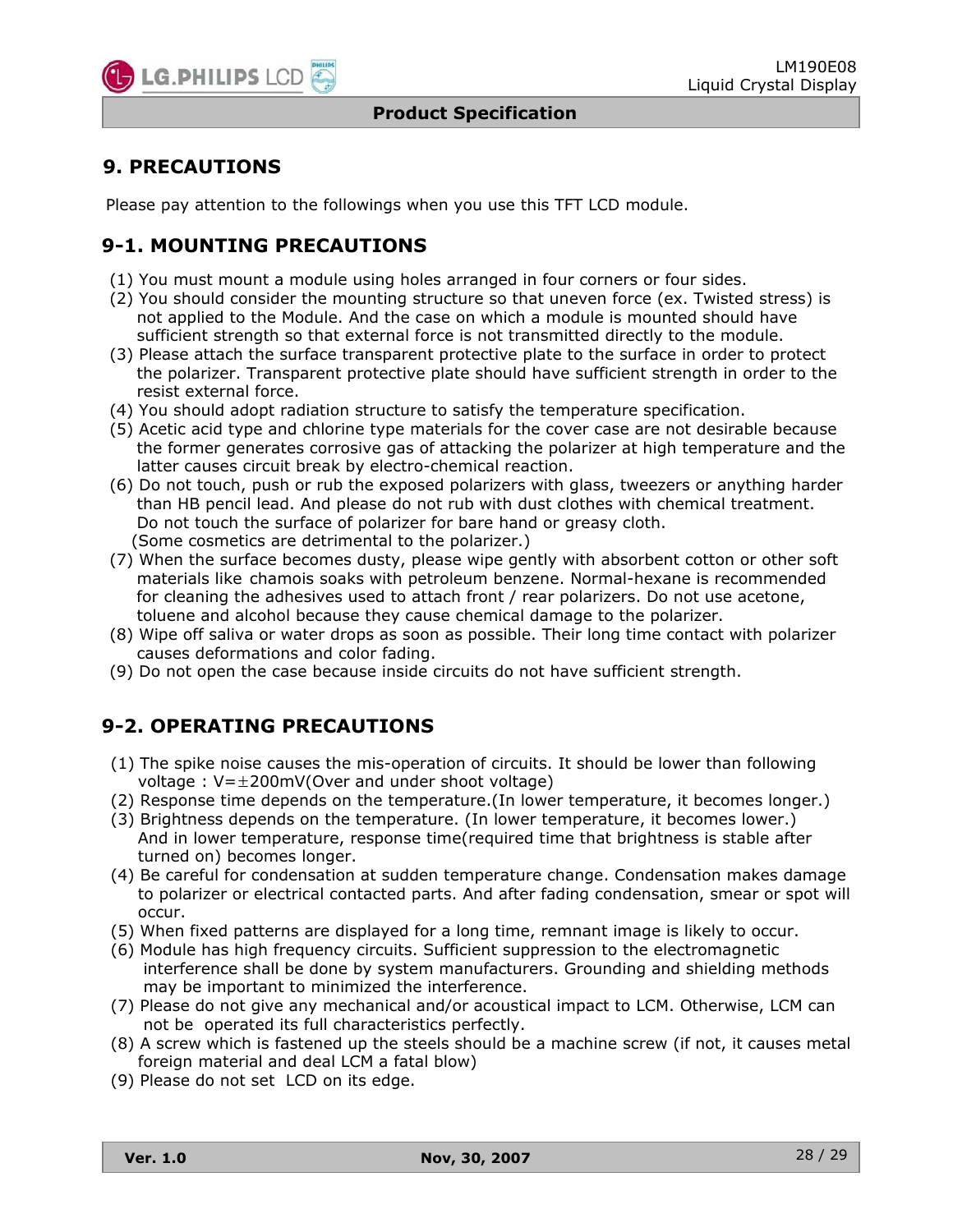# 9. PRECAUTIONS

Please pay attention to the followings when you use this TFT LCD module.

## 9-1. MOUNTING PRECAUTIONS

(1) You must mount a module using holes arranged in four corners or four sides.
(2) You should consider the mounting structure so that uneven force (ex. Twisted stress) is not applied to the Module. And the case on which a module is mounted should have sufficient strength so that external force is not transmitted directly to the module.
(3) Please attach the surface transparent protective plate to the surface in order to protect the polarizer. Transparent protective plate should have sufficient strength in order to the resist external force.
(4) You should adopt radiation structure to satisfy the temperature specification.
(5) Acetic acid type and chlorine type materials for the cover case are not desirable because the former generates corrosive gas of attacking the polarizer at high temperature and the latter causes circuit break by electro-chemical reaction.
(6) Do not touch, push or rub the exposed polarizers with glass, tweezers or anything harder than HB pencil lead. And please do not rub with dust clothes with chemical treatment. Do not touch the surface of polarizer for bare hand or greasy cloth. (Some cosmetics are detrimental to the polarizer.)
(7) When the surface becomes dusty, please wipe gently with absorbent cotton or other soft materials like chamois soaks with petroleum benzene. Normal-hexane is recommended for cleaning the adhesives used to attach front / rear polarizers. Do not use acetone, toluene and alcohol because they cause chemical damage to the polarizer.
(8) Wipe off saliva or water drops as soon as possible. Their long time contact with polarizer causes deformations and color fading.
(9) Do not open the case because inside circuits do not have sufficient strength.

## 9-2. OPERATING PRECAUTIONS

(1) The spike noise causes the mis-operation of circuits. It should be lower than following voltage : V=±200mV(Over and under shoot voltage)
(2) Response time depends on the temperature.(In lower temperature, it becomes longer.)
(3) Brightness depends on the temperature. (In lower temperature, it becomes lower.) And in lower temperature, response time(required time that brightness is stable after turned on) becomes longer.
(4) Be careful for condensation at sudden temperature change. Condensation makes damage to polarizer or electrical contacted parts. And after fading condensation, smear or spot will occur.
(5) When fixed patterns are displayed for a long time, remnant image is likely to occur.
(6) Module has high frequency circuits. Sufficient suppression to the electromagnetic interference shall be done by system manufacturers. Grounding and shielding methods may be important to minimized the interference.
(7) Please do not give any mechanical and/or acoustical impact to LCM. Otherwise, LCM can not be operated its full characteristics perfectly.
(8) A screw which is fastened up the steels should be a machine screw (if not, it causes metal foreign material and deal LCM a fatal blow)
(9) Please do not set LCD on its edge.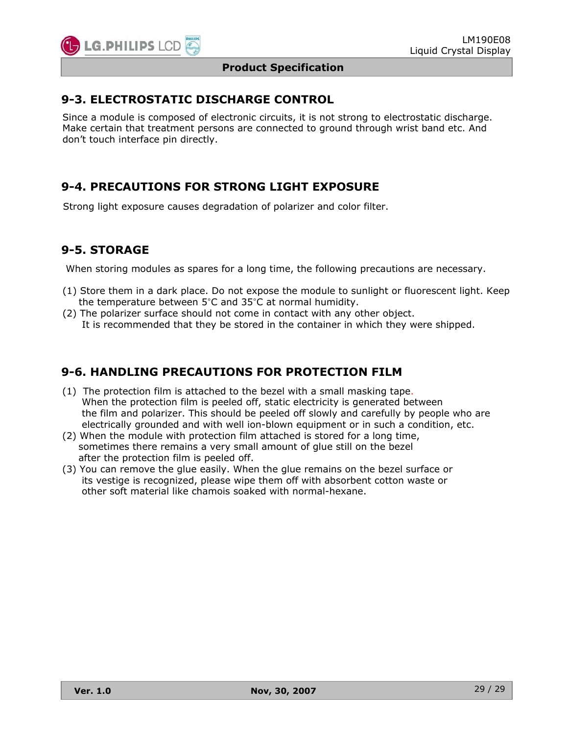## 9-3. ELECTROSTATIC DISCHARGE CONTROL

Since a module is composed of electronic circuits, it is not strong to electrostatic discharge. Make certain that treatment persons are connected to ground through wrist band etc. And don't touch interface pin directly.

## 9-4. PRECAUTIONS FOR STRONG LIGHT EXPOSURE

Strong light exposure causes degradation of polarizer and color filter.

## 9-5. STORAGE

When storing modules as spares for a long time, the following precautions are necessary.

(1) Store them in a dark place. Do not expose the module to sunlight or fluorescent light. Keep the temperature between 5°C and 35°C at normal humidity.
(2) The polarizer surface should not come in contact with any other object. It is recommended that they be stored in the container in which they were shipped.

## 9-6. HANDLING PRECAUTIONS FOR PROTECTION FILM

(1) The protection film is attached to the bezel with a small masking tape. When the protection film is peeled off, static electricity is generated between the film and polarizer. This should be peeled off slowly and carefully by people who are electrically grounded and with well ion-blown equipment or in such a condition, etc.
(2) When the module with protection film attached is stored for a long time, sometimes there remains a very small amount of glue still on the bezel after the protection film is peeled off.
(3) You can remove the glue easily. When the glue remains on the bezel surface or its vestige is recognized, please wipe them off with absorbent cotton waste or other soft material like chamois soaked with normal-hexane.